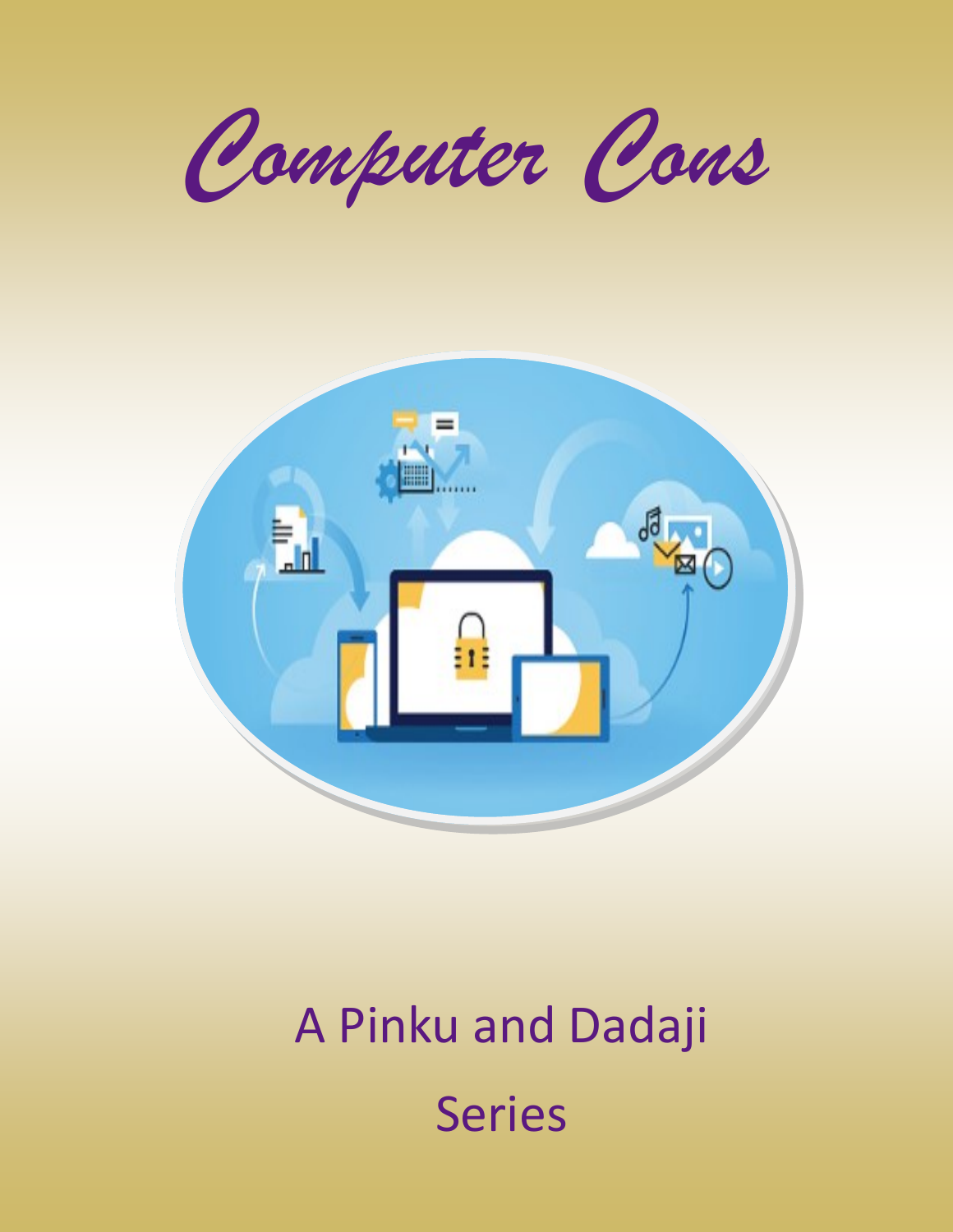# Computer Cons

A Pinku and Dadaji

Series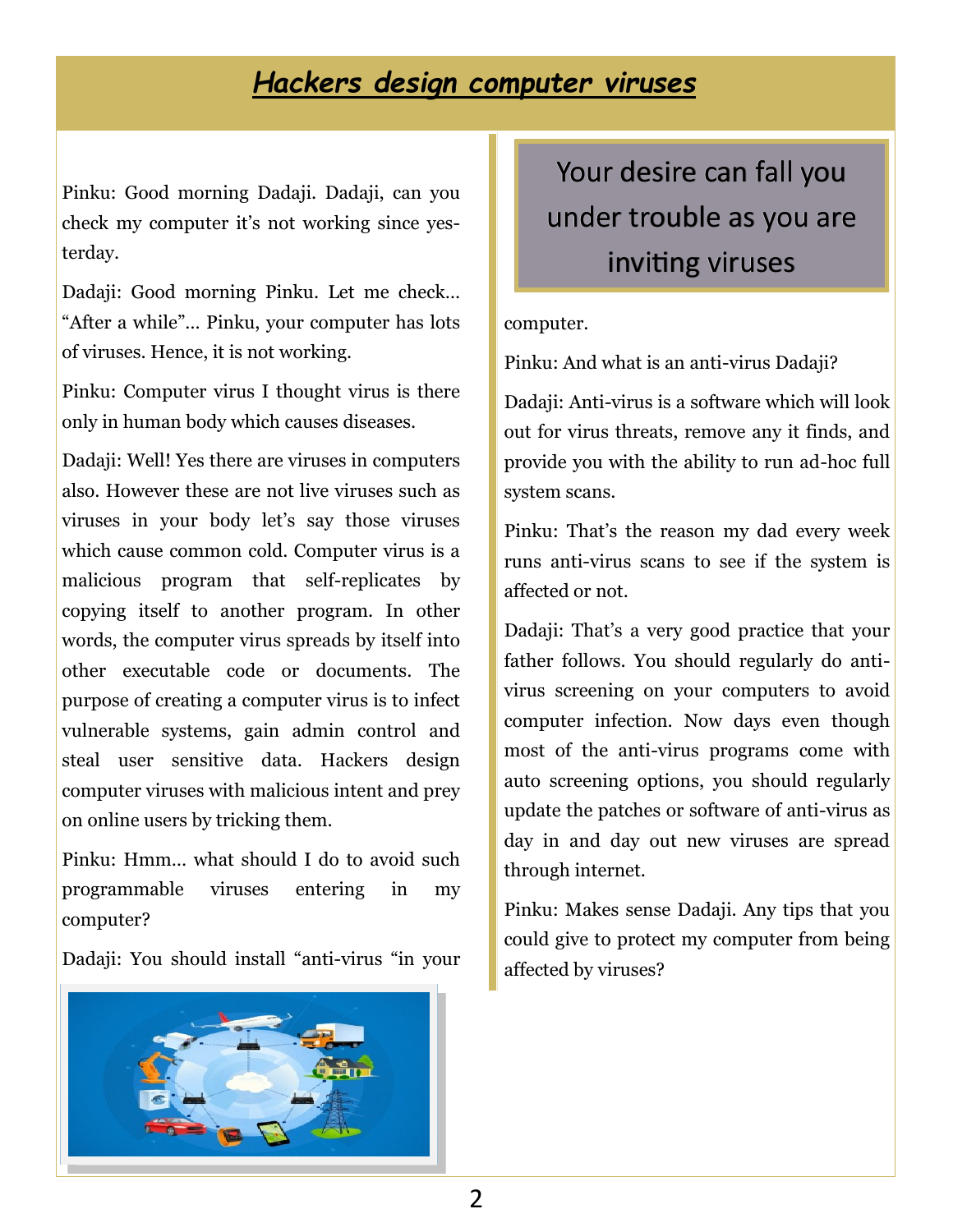# ***Hackers design computer viruses***

Pinku: Good morning Dadaji. Dadaji, can you check my computer it's not working since yesterday.

Dadaji: Good morning Pinku. Let me check… "After a while"… Pinku, your computer has lots of viruses. Hence, it is not working.

Pinku: Computer virus I thought virus is there only in human body which causes diseases.

Dadaji: Well! Yes there are viruses in computers also. However these are not live viruses such as viruses in your body let's say those viruses which cause common cold. Computer virus is a malicious program that self-replicates by copying itself to another program. In other words, the computer virus spreads by itself into other executable code or documents. The purpose of creating a computer virus is to infect vulnerable systems, gain admin control and steal user sensitive data. Hackers design computer viruses with malicious intent and prey on online users by tricking them.

Pinku: Hmm… what should I do to avoid such programmable viruses entering in my computer?

Dadaji: You should install "anti-virus "in your computer.

> Your desire can fall you under trouble as you are inviting viruses

Pinku: And what is an anti-virus Dadaji?

Dadaji: Anti-virus is a software which will look out for virus threats, remove any it finds, and provide you with the ability to run ad-hoc full system scans.

Pinku: That's the reason my dad every week runs anti-virus scans to see if the system is affected or not.

Dadaji: That's a very good practice that your father follows. You should regularly do anti-virus screening on your computers to avoid computer infection. Now days even though most of the anti-virus programs come with auto screening options, you should regularly update the patches or software of anti-virus as day in and day out new viruses are spread through internet.

Pinku: Makes sense Dadaji. Any tips that you could give to protect my computer from being affected by viruses?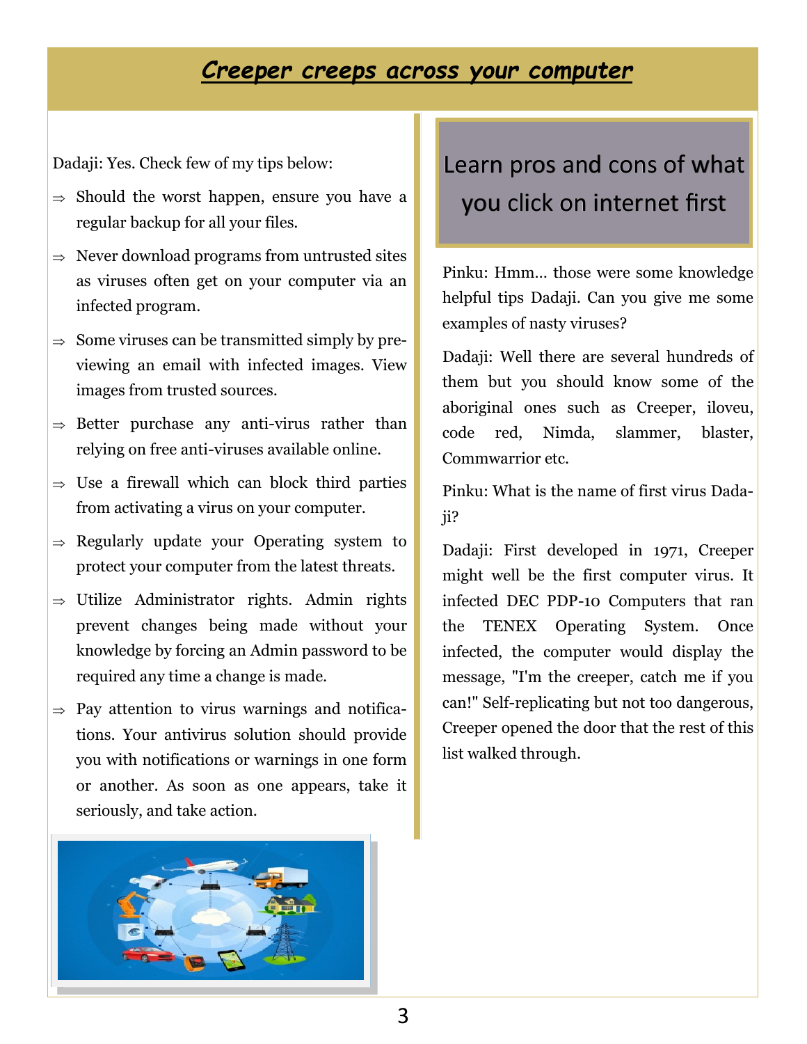# ***Creeper creeps across your computer***

Dadaji: Yes. Check few of my tips below:

⇒ Should the worst happen, ensure you have a regular backup for all your files.

⇒ Never download programs from untrusted sites as viruses often get on your computer via an infected program.

⇒ Some viruses can be transmitted simply by pre-viewing an email with infected images. View images from trusted sources.

⇒ Better purchase any anti-virus rather than relying on free anti-viruses available online.

⇒ Use a firewall which can block third parties from activating a virus on your computer.

⇒ Regularly update your Operating system to protect your computer from the latest threats.

⇒ Utilize Administrator rights. Admin rights prevent changes being made without your knowledge by forcing an Admin password to be required any time a change is made.

⇒ Pay attention to virus warnings and notifications. Your antivirus solution should provide you with notifications or warnings in one form or another. As soon as one appears, take it seriously, and take action.

## Learn pros and cons of what you click on internet first

Pinku: Hmm… those were some knowledge helpful tips Dadaji. Can you give me some examples of nasty viruses?

Dadaji: Well there are several hundreds of them but you should know some of the aboriginal ones such as Creeper, iloveu, code red, Nimda, slammer, blaster, Commwarrior etc.

Pinku: What is the name of first virus Dadaji?

Dadaji: First developed in 1971, Creeper might well be the first computer virus. It infected DEC PDP-10 Computers that ran the TENEX Operating System. Once infected, the computer would display the message, "I'm the creeper, catch me if you can!" Self-replicating but not too dangerous, Creeper opened the door that the rest of this list walked through.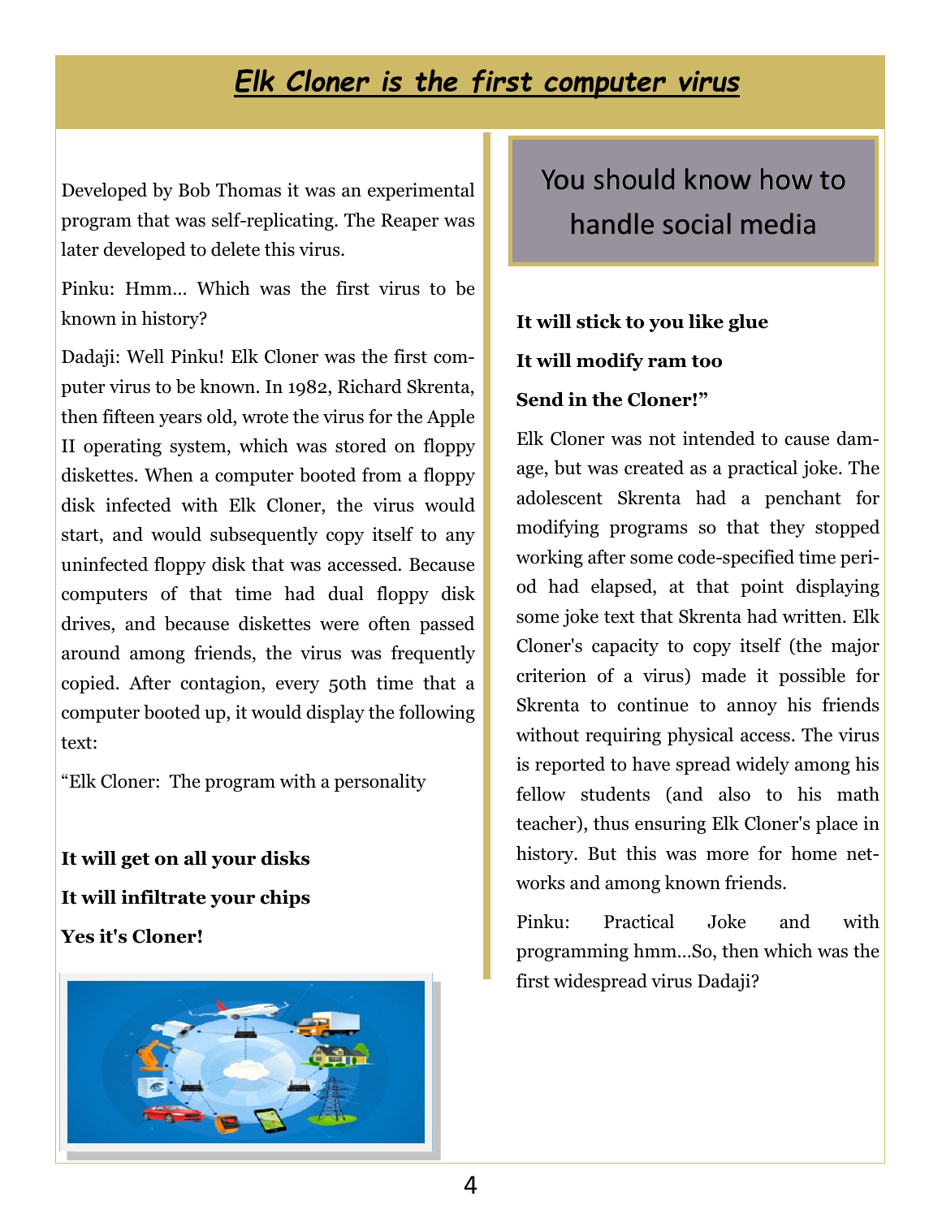## *Elk Cloner is the first computer virus*

Developed by Bob Thomas it was an experimental program that was self-replicating. The Reaper was later developed to delete this virus.

Pinku: Hmm… Which was the first virus to be known in history?

Dadaji: Well Pinku! Elk Cloner was the first computer virus to be known. In 1982, Richard Skrenta, then fifteen years old, wrote the virus for the Apple II operating system, which was stored on floppy diskettes. When a computer booted from a floppy disk infected with Elk Cloner, the virus would start, and would subsequently copy itself to any uninfected floppy disk that was accessed. Because computers of that time had dual floppy disk drives, and because diskettes were often passed around among friends, the virus was frequently copied. After contagion, every 50th time that a computer booted up, it would display the following text:

"Elk Cloner: The program with a personality

**It will get on all your disks**

**It will infiltrate your chips**

**Yes it's Cloner!**

**It will stick to you like glue**

**It will modify ram too**

**Send in the Cloner!"**

Elk Cloner was not intended to cause damage, but was created as a practical joke. The adolescent Skrenta had a penchant for modifying programs so that they stopped working after some code-specified time period had elapsed, at that point displaying some joke text that Skrenta had written. Elk Cloner's capacity to copy itself (the major criterion of a virus) made it possible for Skrenta to continue to annoy his friends without requiring physical access. The virus is reported to have spread widely among his fellow students (and also to his math teacher), thus ensuring Elk Cloner's place in history. But this was more for home networks and among known friends.

Pinku: Practical Joke and with programming hmm…So, then which was the first widespread virus Dadaji?

> You should know how to handle social media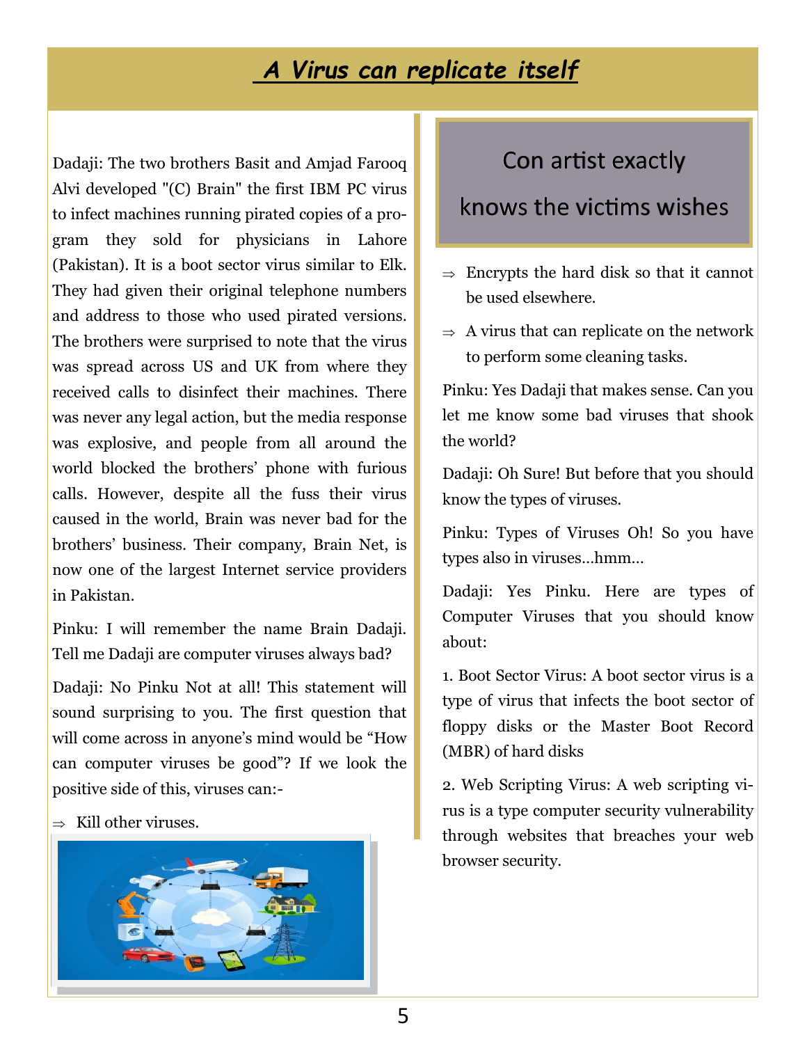# A Virus can replicate itself

Dadaji: The two brothers Basit and Amjad Farooq Alvi developed "(C) Brain" the first IBM PC virus to infect machines running pirated copies of a program they sold for physicians in Lahore (Pakistan). It is a boot sector virus similar to Elk. They had given their original telephone numbers and address to those who used pirated versions. The brothers were surprised to note that the virus was spread across US and UK from where they received calls to disinfect their machines. There was never any legal action, but the media response was explosive, and people from all around the world blocked the brothers' phone with furious calls. However, despite all the fuss their virus caused in the world, Brain was never bad for the brothers' business. Their company, Brain Net, is now one of the largest Internet service providers in Pakistan.

Pinku: I will remember the name Brain Dadaji. Tell me Dadaji are computer viruses always bad?

Dadaji: No Pinku Not at all! This statement will sound surprising to you. The first question that will come across in anyone's mind would be "How can computer viruses be good"? If we look the positive side of this, viruses can:-

⇒ Kill other viruses.

**Con artist exactly knows the victims wishes**

⇒ Encrypts the hard disk so that it cannot be used elsewhere.

⇒ A virus that can replicate on the network to perform some cleaning tasks.

Pinku: Yes Dadaji that makes sense. Can you let me know some bad viruses that shook the world?

Dadaji: Oh Sure! But before that you should know the types of viruses.

Pinku: Types of Viruses Oh! So you have types also in viruses…hmm…

Dadaji: Yes Pinku. Here are types of Computer Viruses that you should know about:

1. Boot Sector Virus: A boot sector virus is a type of virus that infects the boot sector of floppy disks or the Master Boot Record (MBR) of hard disks

2. Web Scripting Virus: A web scripting virus is a type computer security vulnerability through websites that breaches your web browser security.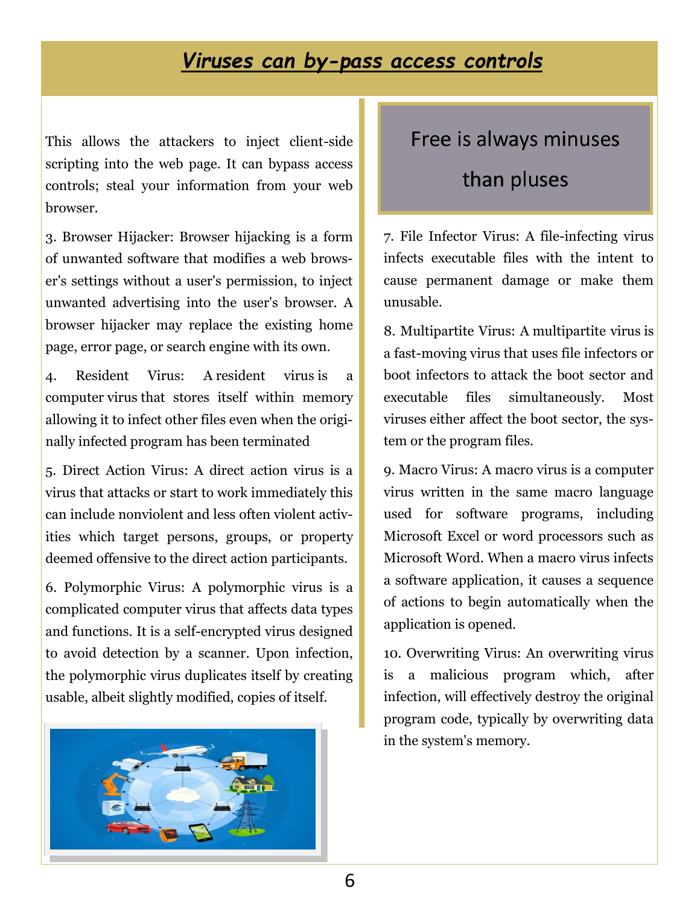# *Viruses can by-pass access controls*

This allows the attackers to inject client-side scripting into the web page. It can bypass access controls; steal your information from your web browser.

3. Browser Hijacker: Browser hijacking is a form of unwanted software that modifies a web browser's settings without a user's permission, to inject unwanted advertising into the user's browser. A browser hijacker may replace the existing home page, error page, or search engine with its own.

4. Resident Virus: A resident virus is a computer virus that stores itself within memory allowing it to infect other files even when the originally infected program has been terminated

5. Direct Action Virus: A direct action virus is a virus that attacks or start to work immediately this can include nonviolent and less often violent activities which target persons, groups, or property deemed offensive to the direct action participants.

6. Polymorphic Virus: A polymorphic virus is a complicated computer virus that affects data types and functions. It is a self-encrypted virus designed to avoid detection by a scanner. Upon infection, the polymorphic virus duplicates itself by creating usable, albeit slightly modified, copies of itself.

## Free is always minuses than pluses

7. File Infector Virus: A file-infecting virus infects executable files with the intent to cause permanent damage or make them unusable.

8. Multipartite Virus: A multipartite virus is a fast-moving virus that uses file infectors or boot infectors to attack the boot sector and executable files simultaneously. Most viruses either affect the boot sector, the system or the program files.

9. Macro Virus: A macro virus is a computer virus written in the same macro language used for software programs, including Microsoft Excel or word processors such as Microsoft Word. When a macro virus infects a software application, it causes a sequence of actions to begin automatically when the application is opened.

10. Overwriting Virus: An overwriting virus is a malicious program which, after infection, will effectively destroy the original program code, typically by overwriting data in the system's memory.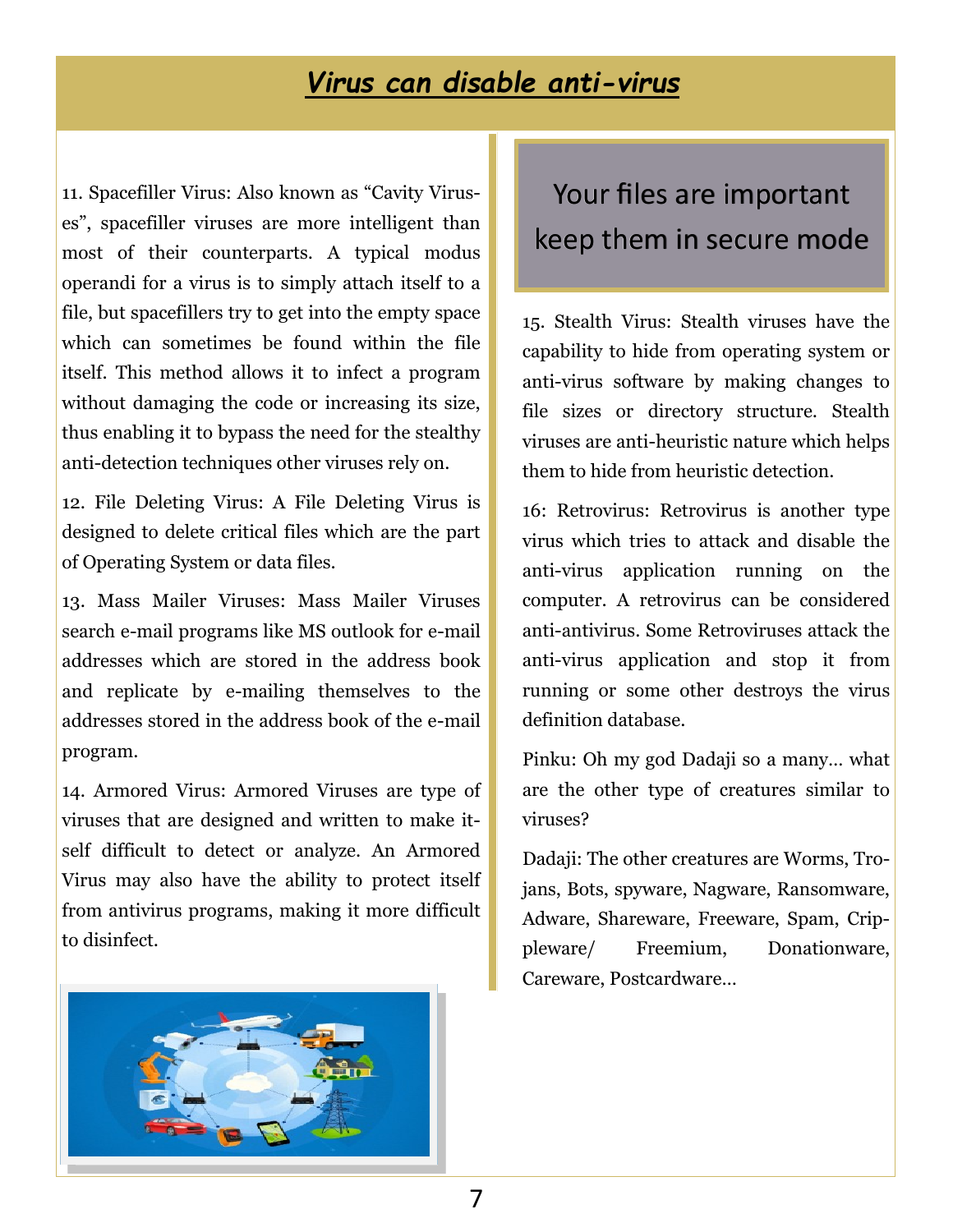# *Virus can disable anti-virus*

11. Spacefiller Virus: Also known as "Cavity Viruses", spacefiller viruses are more intelligent than most of their counterparts. A typical modus operandi for a virus is to simply attach itself to a file, but spacefillers try to get into the empty space which can sometimes be found within the file itself. This method allows it to infect a program without damaging the code or increasing its size, thus enabling it to bypass the need for the stealthy anti-detection techniques other viruses rely on.

12. File Deleting Virus: A File Deleting Virus is designed to delete critical files which are the part of Operating System or data files.

13. Mass Mailer Viruses: Mass Mailer Viruses search e-mail programs like MS outlook for e-mail addresses which are stored in the address book and replicate by e-mailing themselves to the addresses stored in the address book of the e-mail program.

14. Armored Virus: Armored Viruses are type of viruses that are designed and written to make itself difficult to detect or analyze. An Armored Virus may also have the ability to protect itself from antivirus programs, making it more difficult to disinfect.

Your files are important keep them in secure mode

15. Stealth Virus: Stealth viruses have the capability to hide from operating system or anti-virus software by making changes to file sizes or directory structure. Stealth viruses are anti-heuristic nature which helps them to hide from heuristic detection.

16: Retrovirus: Retrovirus is another type virus which tries to attack and disable the anti-virus application running on the computer. A retrovirus can be considered anti-antivirus. Some Retroviruses attack the anti-virus application and stop it from running or some other destroys the virus definition database.

Pinku: Oh my god Dadaji so a many… what are the other type of creatures similar to viruses?

Dadaji: The other creatures are Worms, Trojans, Bots, spyware, Nagware, Ransomware, Adware, Shareware, Freeware, Spam, Crippleware/ Freemium, Donationware, Careware, Postcardware…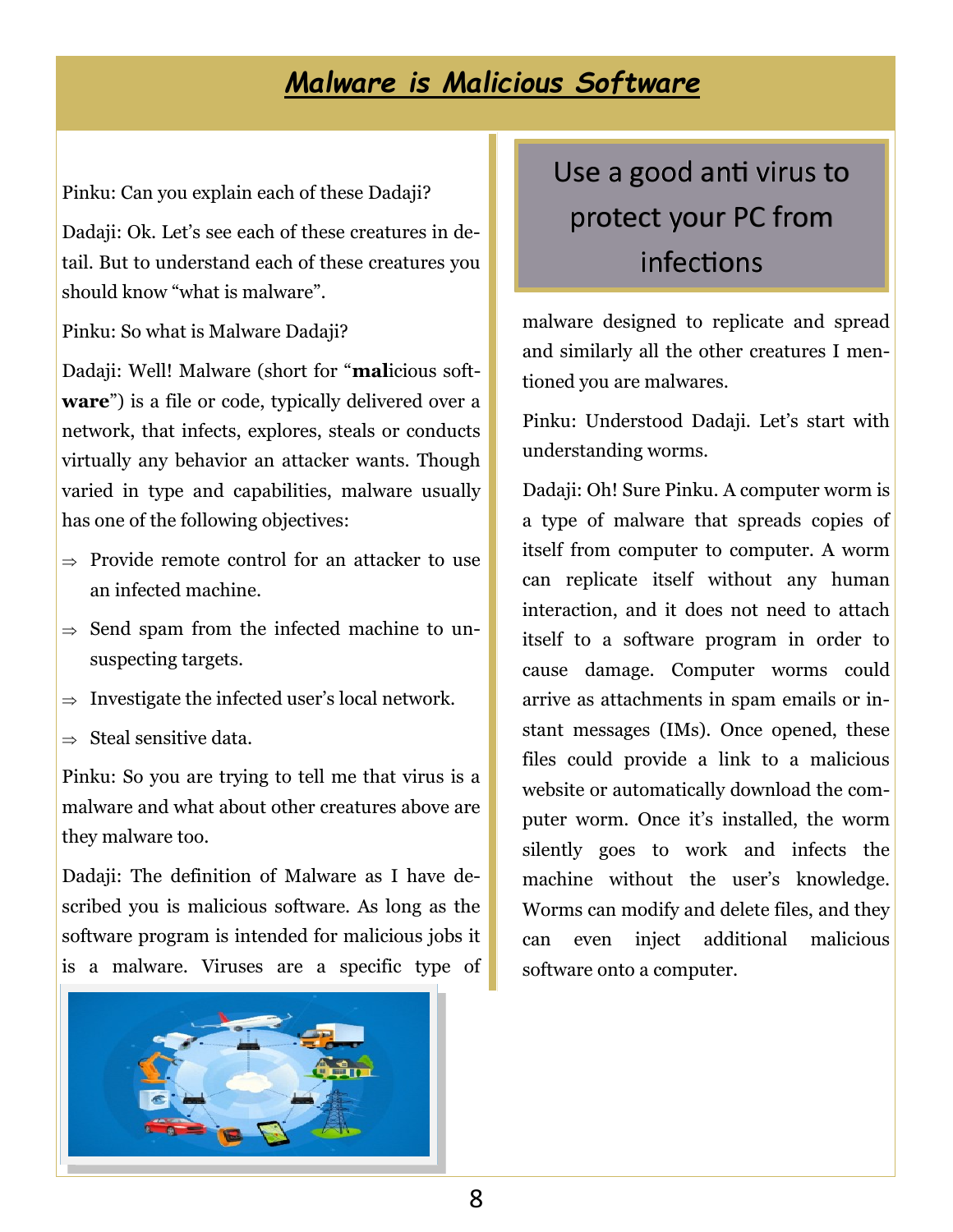# *Malware is Malicious Software*

Pinku: Can you explain each of these Dadaji?

Dadaji: Ok. Let's see each of these creatures in detail. But to understand each of these creatures you should know "what is malware".

Pinku: So what is Malware Dadaji?

Dadaji: Well! Malware (short for "**mal**icious soft**ware**") is a file or code, typically delivered over a network, that infects, explores, steals or conducts virtually any behavior an attacker wants. Though varied in type and capabilities, malware usually has one of the following objectives:

- ⇒ Provide remote control for an attacker to use an infected machine.
- ⇒ Send spam from the infected machine to unsuspecting targets.
- ⇒ Investigate the infected user's local network.
- ⇒ Steal sensitive data.

Pinku: So you are trying to tell me that virus is a malware and what about other creatures above are they malware too.

Dadaji: The definition of Malware as I have described you is malicious software. As long as the software program is intended for malicious jobs it is a malware. Viruses are a specific type of malware designed to replicate and spread and similarly all the other creatures I mentioned you are malwares.

> Use a good anti virus to protect your PC from infections

Pinku: Understood Dadaji. Let's start with understanding worms.

Dadaji: Oh! Sure Pinku. A computer worm is a type of malware that spreads copies of itself from computer to computer. A worm can replicate itself without any human interaction, and it does not need to attach itself to a software program in order to cause damage. Computer worms could arrive as attachments in spam emails or instant messages (IMs). Once opened, these files could provide a link to a malicious website or automatically download the computer worm. Once it's installed, the worm silently goes to work and infects the machine without the user's knowledge. Worms can modify and delete files, and they can even inject additional malicious software onto a computer.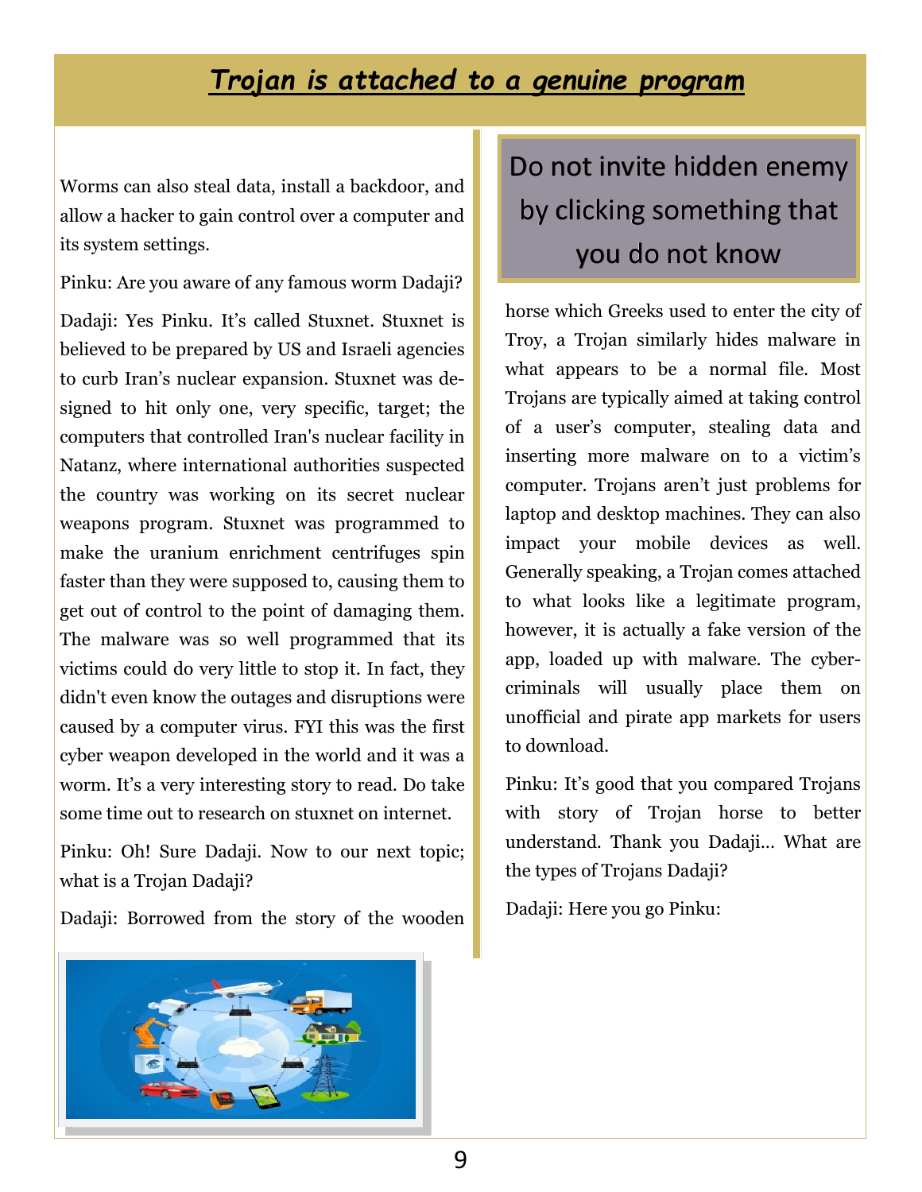# *Trojan is attached to a genuine program*

Worms can also steal data, install a backdoor, and allow a hacker to gain control over a computer and its system settings.

Pinku: Are you aware of any famous worm Dadaji?

Dadaji: Yes Pinku. It's called Stuxnet. Stuxnet is believed to be prepared by US and Israeli agencies to curb Iran's nuclear expansion. Stuxnet was designed to hit only one, very specific, target; the computers that controlled Iran's nuclear facility in Natanz, where international authorities suspected the country was working on its secret nuclear weapons program. Stuxnet was programmed to make the uranium enrichment centrifuges spin faster than they were supposed to, causing them to get out of control to the point of damaging them. The malware was so well programmed that its victims could do very little to stop it. In fact, they didn't even know the outages and disruptions were caused by a computer virus. FYI this was the first cyber weapon developed in the world and it was a worm. It's a very interesting story to read. Do take some time out to research on stuxnet on internet.

Pinku: Oh! Sure Dadaji. Now to our next topic; what is a Trojan Dadaji?

Dadaji: Borrowed from the story of the wooden horse which Greeks used to enter the city of Troy, a Trojan similarly hides malware in what appears to be a normal file. Most Trojans are typically aimed at taking control of a user's computer, stealing data and inserting more malware on to a victim's computer. Trojans aren't just problems for laptop and desktop machines. They can also impact your mobile devices as well. Generally speaking, a Trojan comes attached to what looks like a legitimate program, however, it is actually a fake version of the app, loaded up with malware. The cyber-criminals will usually place them on unofficial and pirate app markets for users to download.

**Do not invite hidden enemy by clicking something that you do not know**

Pinku: It's good that you compared Trojans with story of Trojan horse to better understand. Thank you Dadaji... What are the types of Trojans Dadaji?

Dadaji: Here you go Pinku: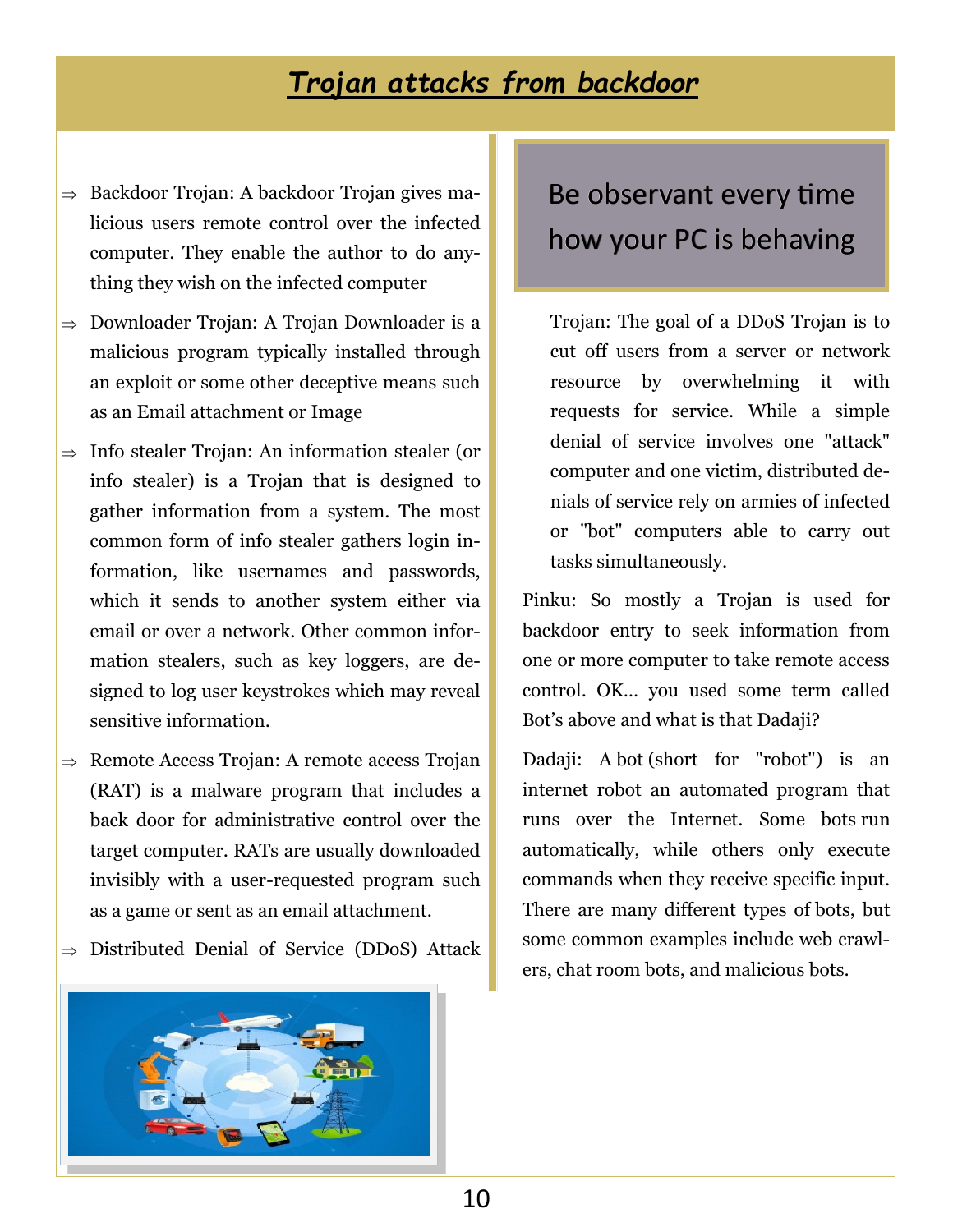# *Trojan attacks from backdoor*

- Backdoor Trojan: A backdoor Trojan gives malicious users remote control over the infected computer. They enable the author to do anything they wish on the infected computer
- Downloader Trojan: A Trojan Downloader is a malicious program typically installed through an exploit or some other deceptive means such as an Email attachment or Image
- Info stealer Trojan: An information stealer (or info stealer) is a Trojan that is designed to gather information from a system. The most common form of info stealer gathers login information, like usernames and passwords, which it sends to another system either via email or over a network. Other common information stealers, such as key loggers, are designed to log user keystrokes which may reveal sensitive information.
- Remote Access Trojan: A remote access Trojan (RAT) is a malware program that includes a back door for administrative control over the target computer. RATs are usually downloaded invisibly with a user-requested program such as a game or sent as an email attachment.
- Distributed Denial of Service (DDoS) Attack Trojan: The goal of a DDoS Trojan is to cut off users from a server or network resource by overwhelming it with requests for service. While a simple denial of service involves one "attack" computer and one victim, distributed denials of service rely on armies of infected or "bot" computers able to carry out tasks simultaneously.

> Be observant every time how your PC is behaving

Pinku: So mostly a Trojan is used for backdoor entry to seek information from one or more computer to take remote access control. OK… you used some term called Bot's above and what is that Dadaji?

Dadaji: A bot (short for "robot") is an internet robot an automated program that runs over the Internet. Some bots run automatically, while others only execute commands when they receive specific input. There are many different types of bots, but some common examples include web crawlers, chat room bots, and malicious bots.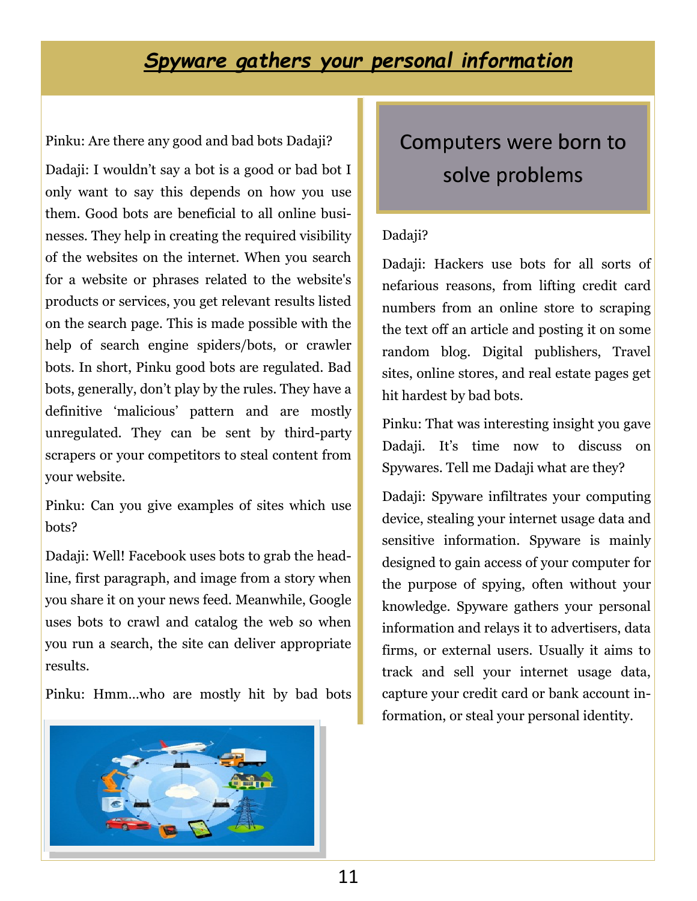# *Spyware gathers your personal information*

Pinku: Are there any good and bad bots Dadaji?

Dadaji: I wouldn't say a bot is a good or bad bot I only want to say this depends on how you use them. Good bots are beneficial to all online businesses. They help in creating the required visibility of the websites on the internet. When you search for a website or phrases related to the website's products or services, you get relevant results listed on the search page. This is made possible with the help of search engine spiders/bots, or crawler bots. In short, Pinku good bots are regulated. Bad bots, generally, don't play by the rules. They have a definitive 'malicious' pattern and are mostly unregulated. They can be sent by third-party scrapers or your competitors to steal content from your website.

Pinku: Can you give examples of sites which use bots?

Dadaji: Well! Facebook uses bots to grab the headline, first paragraph, and image from a story when you share it on your news feed. Meanwhile, Google uses bots to crawl and catalog the web so when you run a search, the site can deliver appropriate results.

Pinku: Hmm...who are mostly hit by bad bots Dadaji?

> Computers were born to solve problems

Dadaji: Hackers use bots for all sorts of nefarious reasons, from lifting credit card numbers from an online store to scraping the text off an article and posting it on some random blog. Digital publishers, Travel sites, online stores, and real estate pages get hit hardest by bad bots.

Pinku: That was interesting insight you gave Dadaji. It's time now to discuss on Spywares. Tell me Dadaji what are they?

Dadaji: Spyware infiltrates your computing device, stealing your internet usage data and sensitive information. Spyware is mainly designed to gain access of your computer for the purpose of spying, often without your knowledge. Spyware gathers your personal information and relays it to advertisers, data firms, or external users. Usually it aims to track and sell your internet usage data, capture your credit card or bank account information, or steal your personal identity.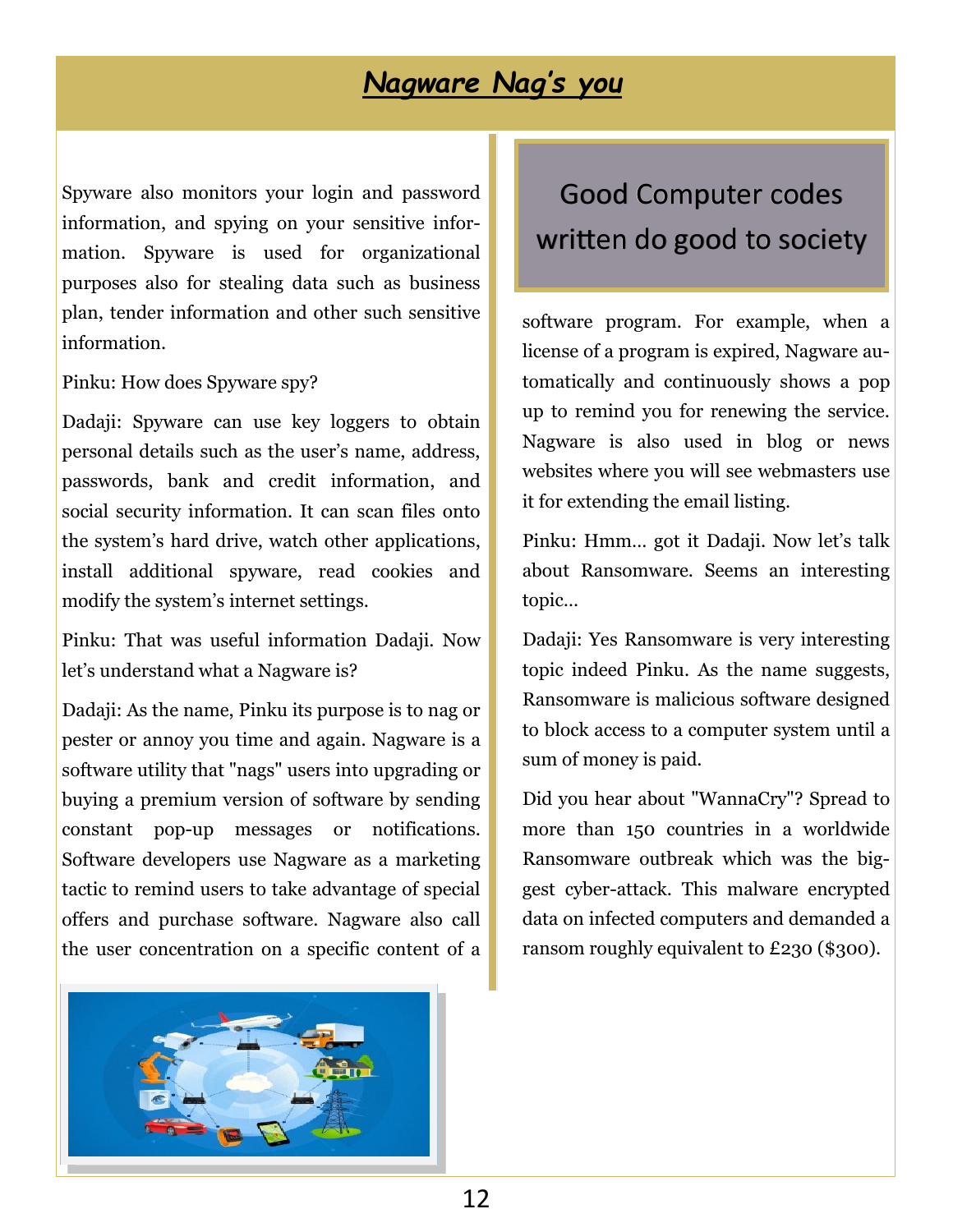## *Nagware Nag's you*

Spyware also monitors your login and password information, and spying on your sensitive information. Spyware is used for organizational purposes also for stealing data such as business plan, tender information and other such sensitive information.

Pinku: How does Spyware spy?

Dadaji: Spyware can use key loggers to obtain personal details such as the user's name, address, passwords, bank and credit information, and social security information. It can scan files onto the system's hard drive, watch other applications, install additional spyware, read cookies and modify the system's internet settings.

Pinku: That was useful information Dadaji. Now let's understand what a Nagware is?

Dadaji: As the name, Pinku its purpose is to nag or pester or annoy you time and again. Nagware is a software utility that "nags" users into upgrading or buying a premium version of software by sending constant pop-up messages or notifications. Software developers use Nagware as a marketing tactic to remind users to take advantage of special offers and purchase software. Nagware also call the user concentration on a specific content of a software program. For example, when a license of a program is expired, Nagware automatically and continuously shows a pop up to remind you for renewing the service. Nagware is also used in blog or news websites where you will see webmasters use it for extending the email listing.

> Good Computer codes written do good to society

Pinku: Hmm… got it Dadaji. Now let's talk about Ransomware. Seems an interesting topic…

Dadaji: Yes Ransomware is very interesting topic indeed Pinku. As the name suggests, Ransomware is malicious software designed to block access to a computer system until a sum of money is paid.

Did you hear about "WannaCry"? Spread to more than 150 countries in a worldwide Ransomware outbreak which was the biggest cyber-attack. This malware encrypted data on infected computers and demanded a ransom roughly equivalent to £230 ($300).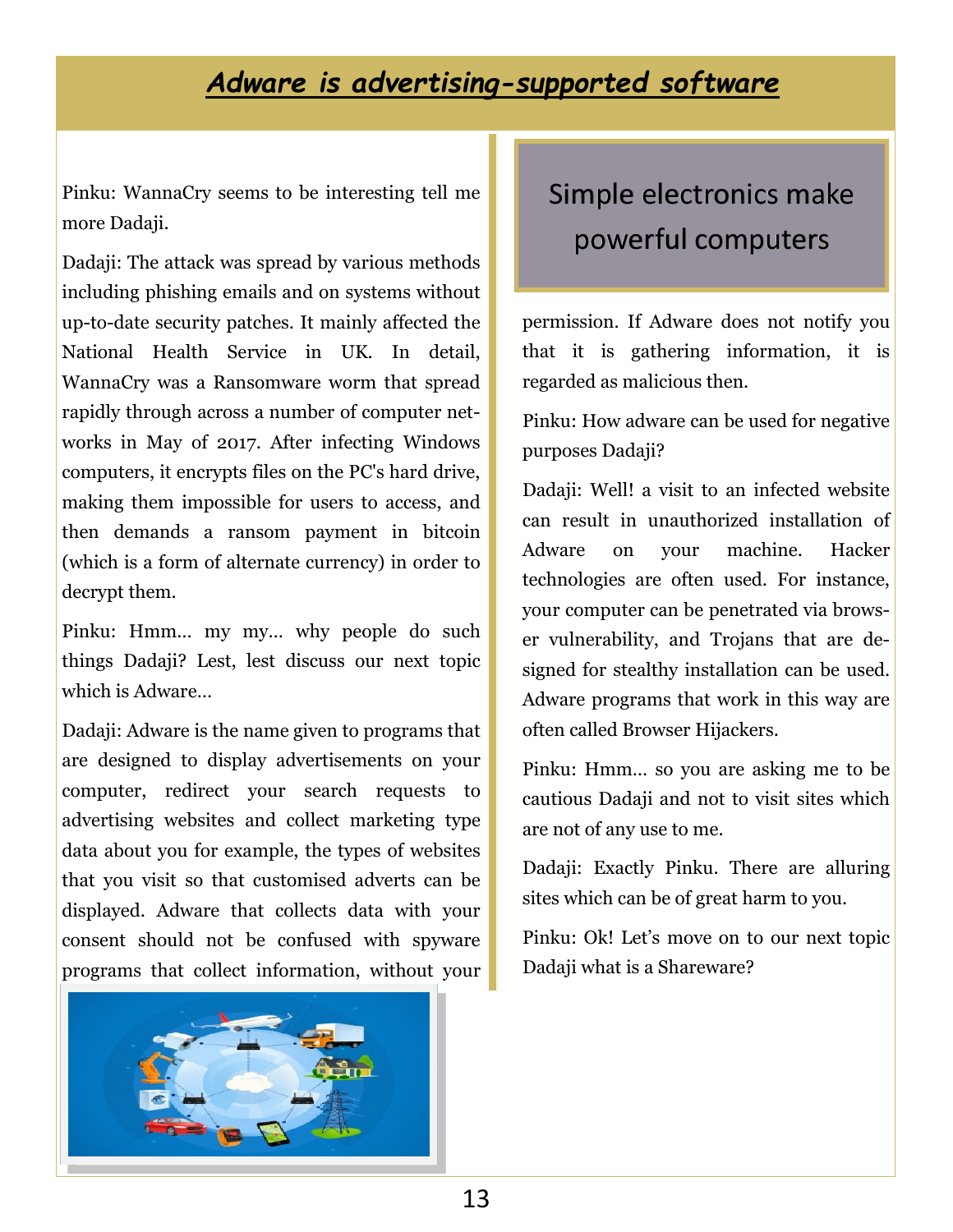# *Adware is advertising-supported software*

Pinku: WannaCry seems to be interesting tell me more Dadaji.

Dadaji: The attack was spread by various methods including phishing emails and on systems without up-to-date security patches. It mainly affected the National Health Service in UK. In detail, WannaCry was a Ransomware worm that spread rapidly through across a number of computer networks in May of 2017. After infecting Windows computers, it encrypts files on the PC's hard drive, making them impossible for users to access, and then demands a ransom payment in bitcoin (which is a form of alternate currency) in order to decrypt them.

Pinku: Hmm… my my… why people do such things Dadaji? Lest, lest discuss our next topic which is Adware…

Dadaji: Adware is the name given to programs that are designed to display advertisements on your computer, redirect your search requests to advertising websites and collect marketing type data about you for example, the types of websites that you visit so that customised adverts can be displayed. Adware that collects data with your consent should not be confused with spyware programs that collect information, without your permission. If Adware does not notify you that it is gathering information, it is regarded as malicious then.

Simple electronics make powerful computers

Pinku: How adware can be used for negative purposes Dadaji?

Dadaji: Well! a visit to an infected website can result in unauthorized installation of Adware on your machine. Hacker technologies are often used. For instance, your computer can be penetrated via browser vulnerability, and Trojans that are designed for stealthy installation can be used. Adware programs that work in this way are often called Browser Hijackers.

Pinku: Hmm… so you are asking me to be cautious Dadaji and not to visit sites which are not of any use to me.

Dadaji: Exactly Pinku. There are alluring sites which can be of great harm to you.

Pinku: Ok! Let's move on to our next topic Dadaji what is a Shareware?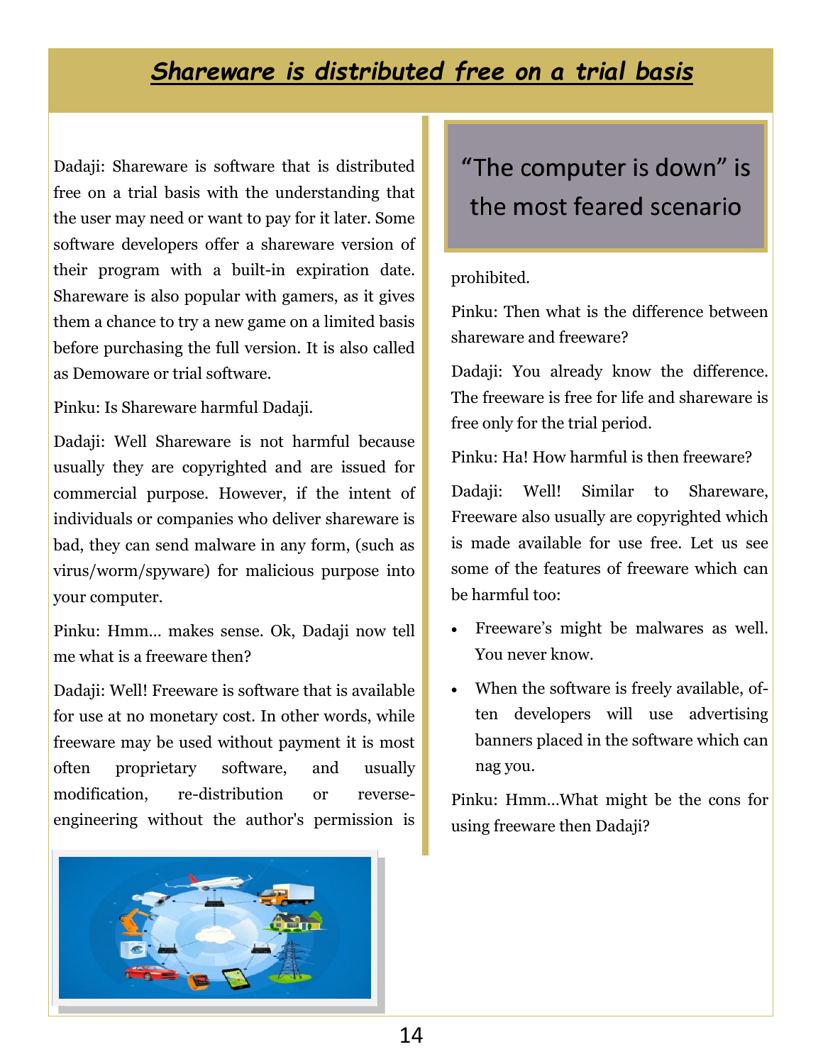# *Shareware is distributed free on a trial basis*

Dadaji: Shareware is software that is distributed free on a trial basis with the understanding that the user may need or want to pay for it later. Some software developers offer a shareware version of their program with a built-in expiration date. Shareware is also popular with gamers, as it gives them a chance to try a new game on a limited basis before purchasing the full version. It is also called as Demoware or trial software.

Pinku: Is Shareware harmful Dadaji.

Dadaji: Well Shareware is not harmful because usually they are copyrighted and are issued for commercial purpose. However, if the intent of individuals or companies who deliver shareware is bad, they can send malware in any form, (such as virus/worm/spyware) for malicious purpose into your computer.

Pinku: Hmm... makes sense. Ok, Dadaji now tell me what is a freeware then?

Dadaji: Well! Freeware is software that is available for use at no monetary cost. In other words, while freeware may be used without payment it is most often proprietary software, and usually modification, re-distribution or reverse-engineering without the author's permission is prohibited.

> "The computer is down" is the most feared scenario

Pinku: Then what is the difference between shareware and freeware?

Dadaji: You already know the difference. The freeware is free for life and shareware is free only for the trial period.

Pinku: Ha! How harmful is then freeware?

Dadaji: Well! Similar to Shareware, Freeware also usually are copyrighted which is made available for use free. Let us see some of the features of freeware which can be harmful too:

- Freeware's might be malwares as well. You never know.
- When the software is freely available, often developers will use advertising banners placed in the software which can nag you.

Pinku: Hmm...What might be the cons for using freeware then Dadaji?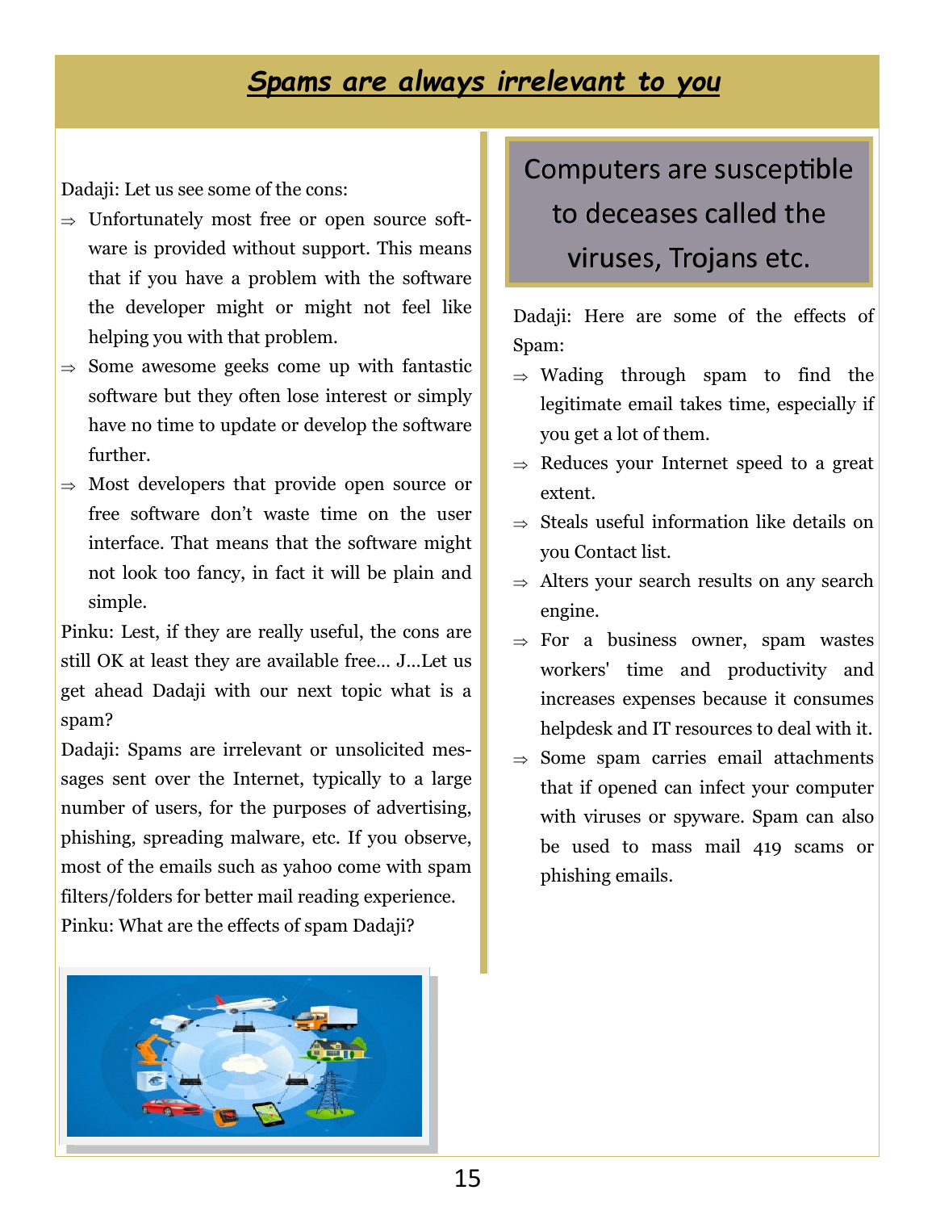## *Spams are always irrelevant to you*

Dadaji: Let us see some of the cons:

- ⇒ Unfortunately most free or open source software is provided without support. This means that if you have a problem with the software the developer might or might not feel like helping you with that problem.
- ⇒ Some awesome geeks come up with fantastic software but they often lose interest or simply have no time to update or develop the software further.
- ⇒ Most developers that provide open source or free software don't waste time on the user interface. That means that the software might not look too fancy, in fact it will be plain and simple.

Pinku: Lest, if they are really useful, the cons are still OK at least they are available free… J…Let us get ahead Dadaji with our next topic what is a spam?

Dadaji: Spams are irrelevant or unsolicited messages sent over the Internet, typically to a large number of users, for the purposes of advertising, phishing, spreading malware, etc. If you observe, most of the emails such as yahoo come with spam filters/folders for better mail reading experience.

Pinku: What are the effects of spam Dadaji?

> Computers are susceptible to deceases called the viruses, Trojans etc.

Dadaji: Here are some of the effects of Spam:

- ⇒ Wading through spam to find the legitimate email takes time, especially if you get a lot of them.
- ⇒ Reduces your Internet speed to a great extent.
- ⇒ Steals useful information like details on you Contact list.
- ⇒ Alters your search results on any search engine.
- ⇒ For a business owner, spam wastes workers' time and productivity and increases expenses because it consumes helpdesk and IT resources to deal with it.
- ⇒ Some spam carries email attachments that if opened can infect your computer with viruses or spyware. Spam can also be used to mass mail 419 scams or phishing emails.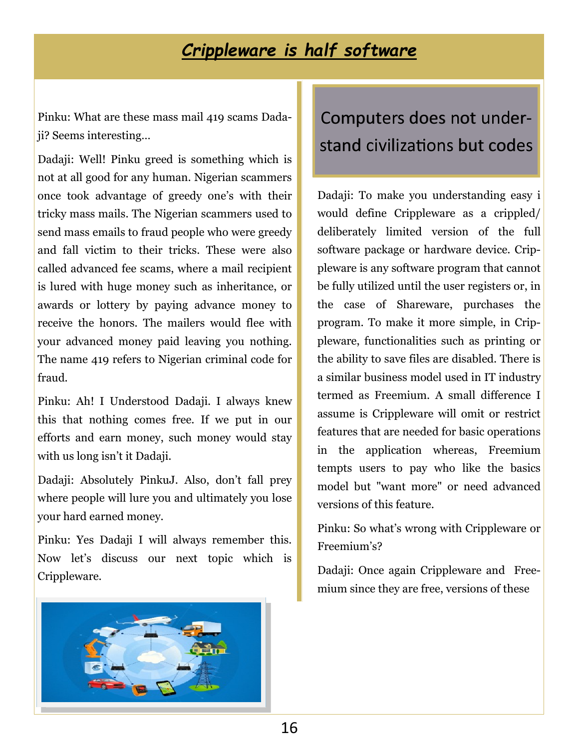# *Crippleware is half software*

Pinku: What are these mass mail 419 scams Dadaji? Seems interesting…

Dadaji: Well! Pinku greed is something which is not at all good for any human. Nigerian scammers once took advantage of greedy one's with their tricky mass mails. The Nigerian scammers used to send mass emails to fraud people who were greedy and fall victim to their tricks. These were also called advanced fee scams, where a mail recipient is lured with huge money such as inheritance, or awards or lottery by paying advance money to receive the honors. The mailers would flee with your advanced money paid leaving you nothing. The name 419 refers to Nigerian criminal code for fraud.

Pinku: Ah! I Understood Dadaji. I always knew this that nothing comes free. If we put in our efforts and earn money, such money would stay with us long isn't it Dadaji.

Dadaji: Absolutely PinkuJ. Also, don't fall prey where people will lure you and ultimately you lose your hard earned money.

Pinku: Yes Dadaji I will always remember this. Now let's discuss our next topic which is Crippleware.

## Computers does not understand civilizations but codes

Dadaji: To make you understanding easy i would define Crippleware as a crippled/ deliberately limited version of the full software package or hardware device. Crippleware is any software program that cannot be fully utilized until the user registers or, in the case of Shareware, purchases the program. To make it more simple, in Crippleware, functionalities such as printing or the ability to save files are disabled. There is a similar business model used in IT industry termed as Freemium. A small difference I assume is Crippleware will omit or restrict features that are needed for basic operations in the application whereas, Freemium tempts users to pay who like the basics model but "want more" or need advanced versions of this feature.

Pinku: So what's wrong with Crippleware or Freemium's?

Dadaji: Once again Crippleware and Freemium since they are free, versions of these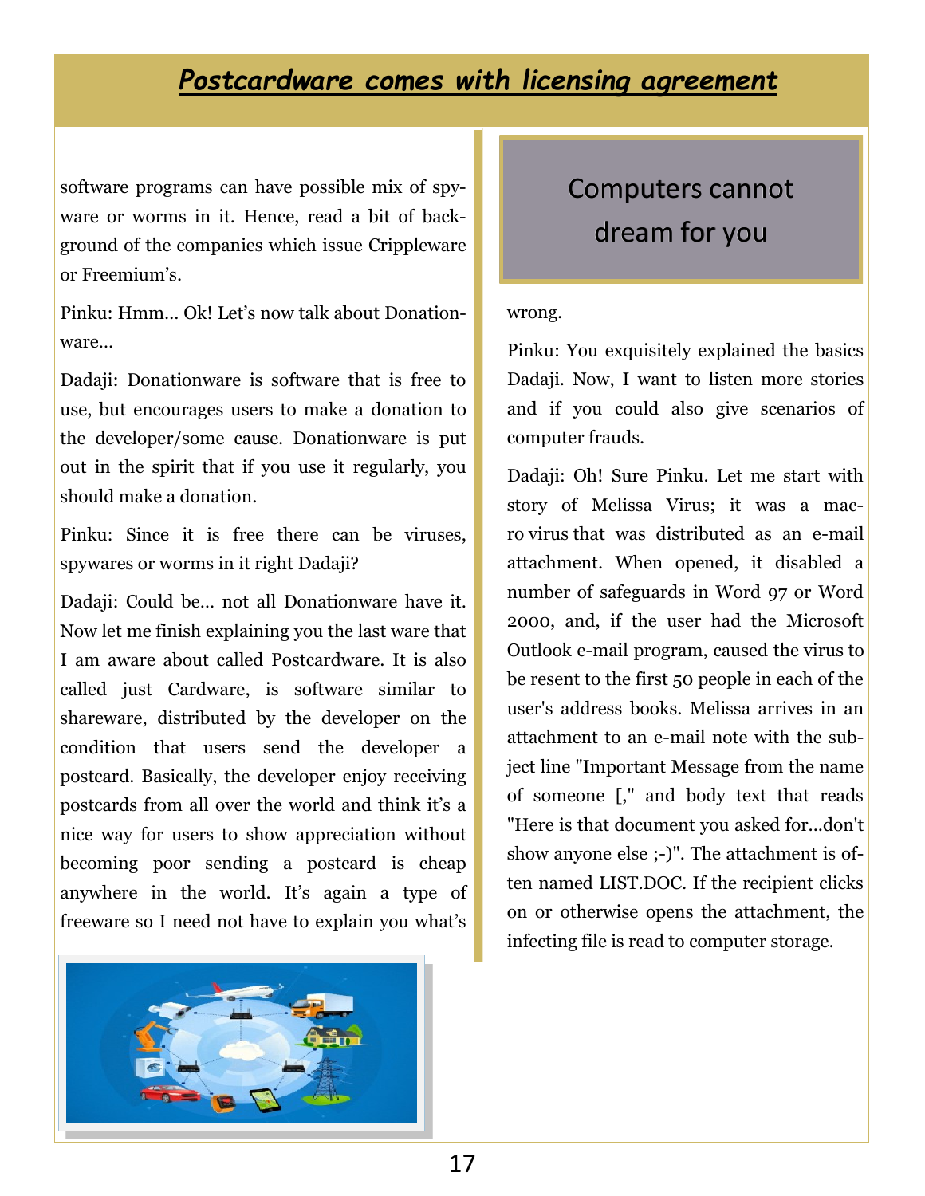## *Postcardware comes with licensing agreement*

software programs can have possible mix of spyware or worms in it. Hence, read a bit of background of the companies which issue Crippleware or Freemium's.

Pinku: Hmm... Ok! Let's now talk about Donationware...

Dadaji: Donationware is software that is free to use, but encourages users to make a donation to the developer/some cause. Donationware is put out in the spirit that if you use it regularly, you should make a donation.

Pinku: Since it is free there can be viruses, spywares or worms in it right Dadaji?

Dadaji: Could be... not all Donationware have it. Now let me finish explaining you the last ware that I am aware about called Postcardware. It is also called just Cardware, is software similar to shareware, distributed by the developer on the condition that users send the developer a postcard. Basically, the developer enjoy receiving postcards from all over the world and think it's a nice way for users to show appreciation without becoming poor sending a postcard is cheap anywhere in the world. It's again a type of freeware so I need not have to explain you what's wrong.

Computers cannot dream for you

Pinku: You exquisitely explained the basics Dadaji. Now, I want to listen more stories and if you could also give scenarios of computer frauds.

Dadaji: Oh! Sure Pinku. Let me start with story of Melissa Virus; it was a macro virus that was distributed as an e-mail attachment. When opened, it disabled a number of safeguards in Word 97 or Word 2000, and, if the user had the Microsoft Outlook e-mail program, caused the virus to be resent to the first 50 people in each of the user's address books. Melissa arrives in an attachment to an e-mail note with the subject line "Important Message from the name of someone [," and body text that reads "Here is that document you asked for...don't show anyone else ;-)". The attachment is often named LIST.DOC. If the recipient clicks on or otherwise opens the attachment, the infecting file is read to computer storage.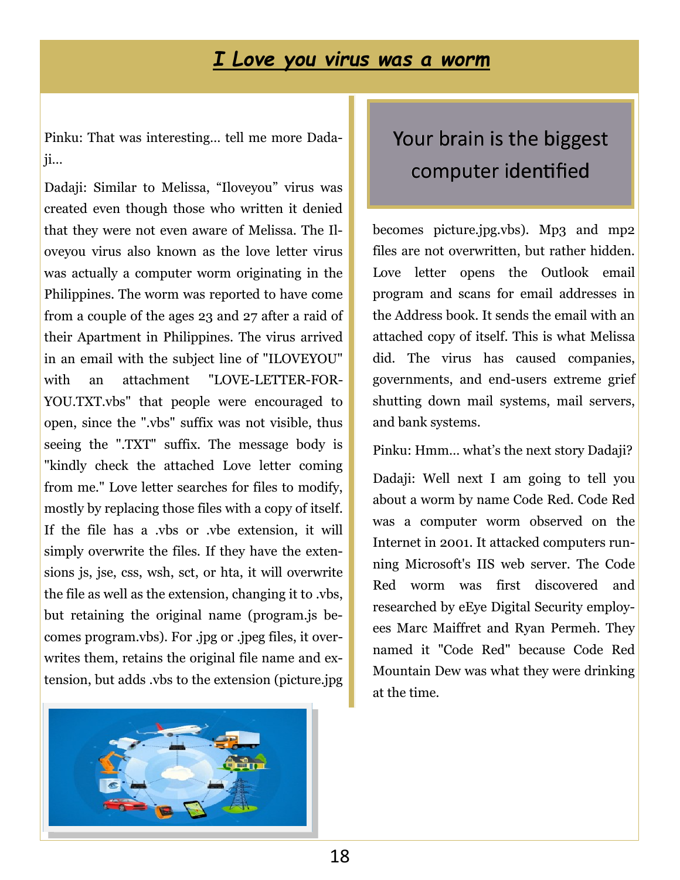## ***I Love you virus was a worm***

Pinku: That was interesting… tell me more Dadaji…

Dadaji: Similar to Melissa, “Iloveyou” virus was created even though those who written it denied that they were not even aware of Melissa. The Iloveyou virus also known as the love letter virus was actually a computer worm originating in the Philippines. The worm was reported to have come from a couple of the ages 23 and 27 after a raid of their Apartment in Philippines. The virus arrived in an email with the subject line of "ILOVEYOU" with an attachment "LOVE-LETTER-FOR-YOU.TXT.vbs" that people were encouraged to open, since the ".vbs" suffix was not visible, thus seeing the ".TXT" suffix. The message body is "kindly check the attached Love letter coming from me." Love letter searches for files to modify, mostly by replacing those files with a copy of itself. If the file has a .vbs or .vbe extension, it will simply overwrite the files. If they have the extensions js, jse, css, wsh, sct, or hta, it will overwrite the file as well as the extension, changing it to .vbs, but retaining the original name (program.js becomes program.vbs). For .jpg or .jpeg files, it overwrites them, retains the original file name and extension, but adds .vbs to the extension (picture.jpg becomes picture.jpg.vbs). Mp3 and mp2 files are not overwritten, but rather hidden. Love letter opens the Outlook email program and scans for email addresses in the Address book. It sends the email with an attached copy of itself. This is what Melissa did. The virus has caused companies, governments, and end-users extreme grief shutting down mail systems, mail servers, and bank systems.

Your brain is the biggest computer identified

Pinku: Hmm… what’s the next story Dadaji?

Dadaji: Well next I am going to tell you about a worm by name Code Red. Code Red was a computer worm observed on the Internet in 2001. It attacked computers running Microsoft's IIS web server. The Code Red worm was first discovered and researched by eEye Digital Security employees Marc Maiffret and Ryan Permeh. They named it "Code Red" because Code Red Mountain Dew was what they were drinking at the time.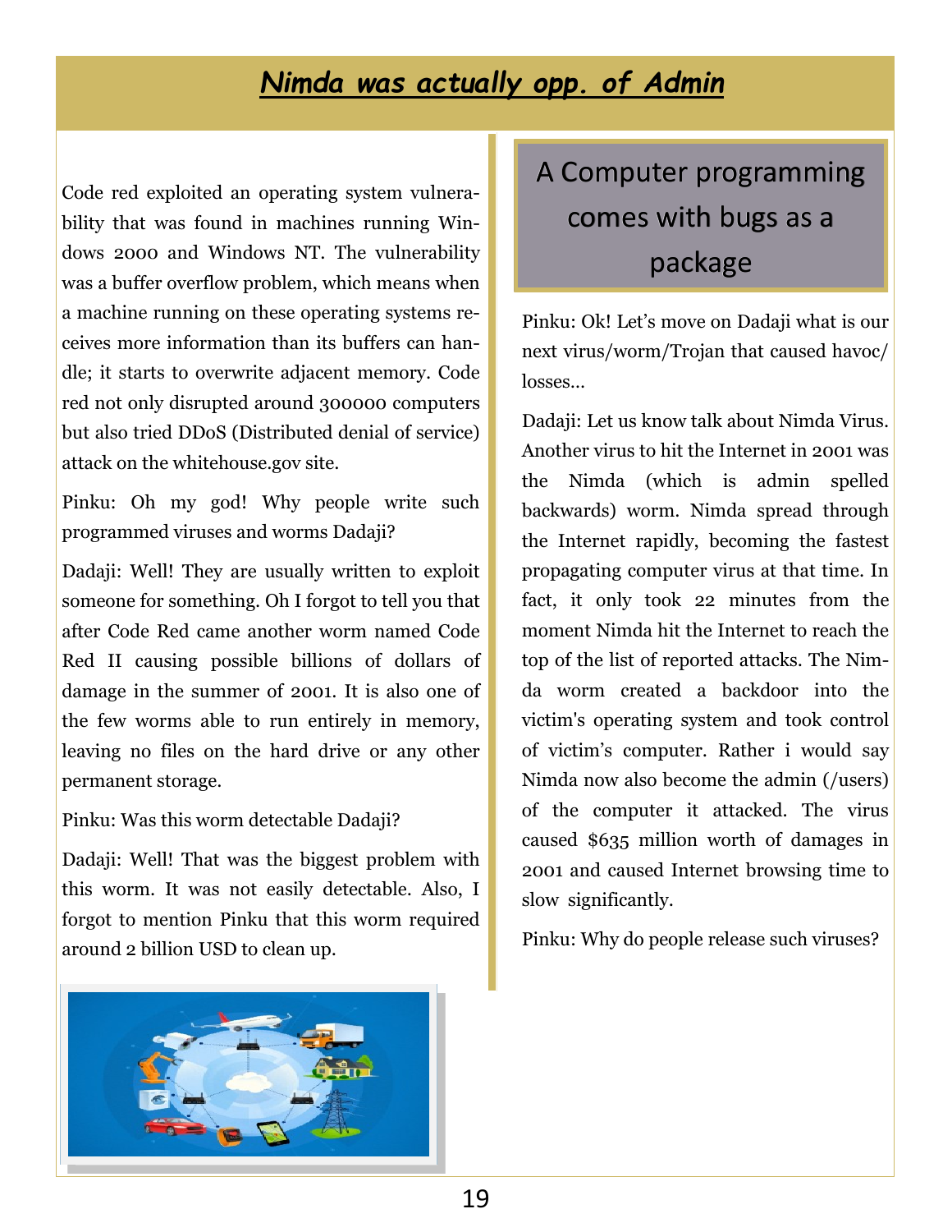# *Nimda was actually opp. of Admin*

Code red exploited an operating system vulnerability that was found in machines running Windows 2000 and Windows NT. The vulnerability was a buffer overflow problem, which means when a machine running on these operating systems receives more information than its buffers can handle; it starts to overwrite adjacent memory. Code red not only disrupted around 300000 computers but also tried DDoS (Distributed denial of service) attack on the whitehouse.gov site.

Pinku: Oh my god! Why people write such programmed viruses and worms Dadaji?

Dadaji: Well! They are usually written to exploit someone for something. Oh I forgot to tell you that after Code Red came another worm named Code Red II causing possible billions of dollars of damage in the summer of 2001. It is also one of the few worms able to run entirely in memory, leaving no files on the hard drive or any other permanent storage.

Pinku: Was this worm detectable Dadaji?

Dadaji: Well! That was the biggest problem with this worm. It was not easily detectable. Also, I forgot to mention Pinku that this worm required around 2 billion USD to clean up.

## A Computer programming comes with bugs as a package

Pinku: Ok! Let's move on Dadaji what is our next virus/worm/Trojan that caused havoc/ losses…

Dadaji: Let us know talk about Nimda Virus. Another virus to hit the Internet in 2001 was the Nimda (which is admin spelled backwards) worm. Nimda spread through the Internet rapidly, becoming the fastest propagating computer virus at that time. In fact, it only took 22 minutes from the moment Nimda hit the Internet to reach the top of the list of reported attacks. The Nimda worm created a backdoor into the victim's operating system and took control of victim's computer. Rather i would say Nimda now also become the admin (/users) of the computer it attacked. The virus caused $635 million worth of damages in 2001 and caused Internet browsing time to slow significantly.

Pinku: Why do people release such viruses?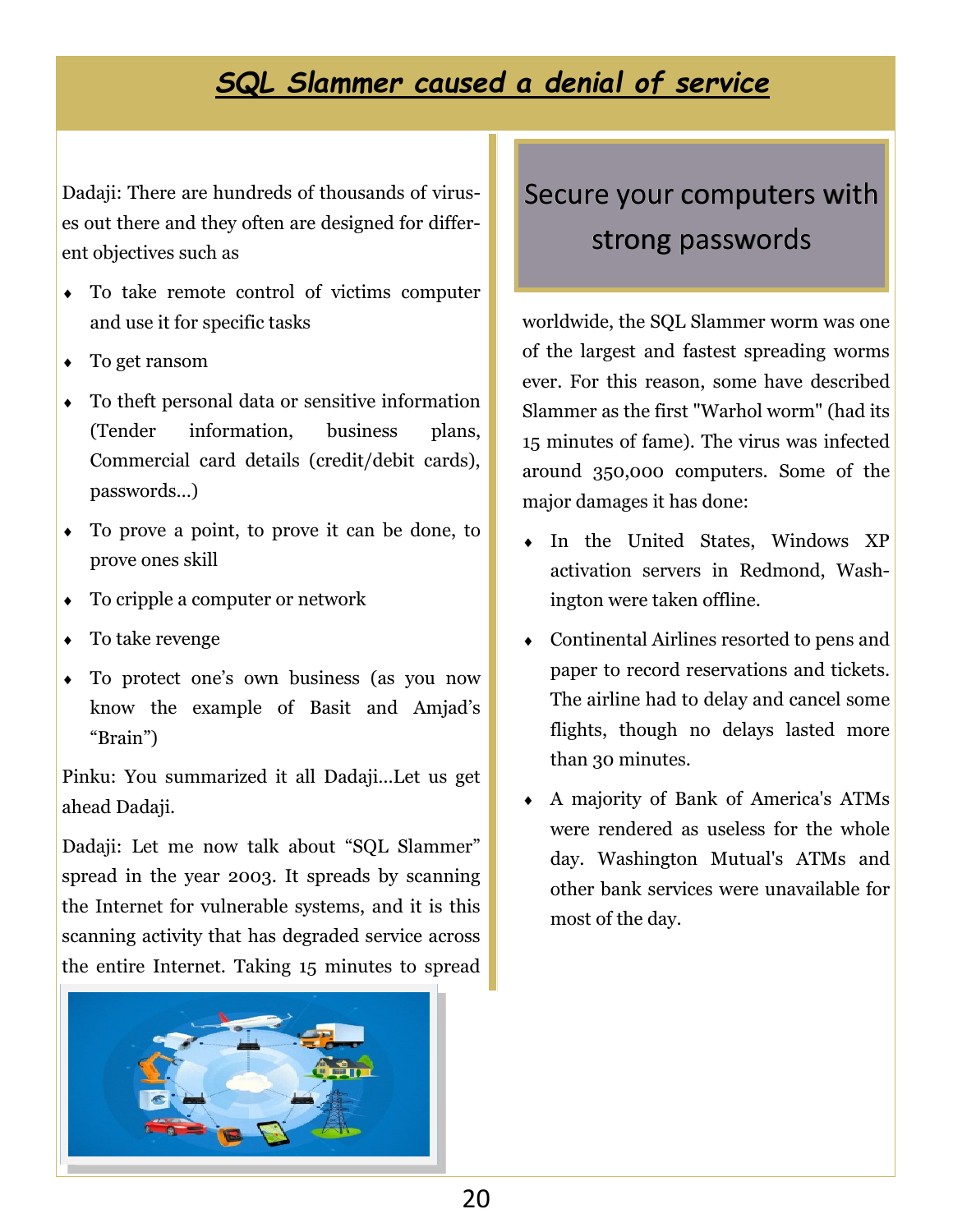# ***SQL Slammer caused a denial of service***

Dadaji: There are hundreds of thousands of viruses out there and they often are designed for different objectives such as

- To take remote control of victims computer and use it for specific tasks
- To get ransom
- To theft personal data or sensitive information (Tender information, business plans, Commercial card details (credit/debit cards), passwords…)
- To prove a point, to prove it can be done, to prove ones skill
- To cripple a computer or network
- To take revenge
- To protect one's own business (as you now know the example of Basit and Amjad's "Brain")

Pinku: You summarized it all Dadaji…Let us get ahead Dadaji.

Dadaji: Let me now talk about "SQL Slammer" spread in the year 2003. It spreads by scanning the Internet for vulnerable systems, and it is this scanning activity that has degraded service across the entire Internet. Taking 15 minutes to spread worldwide, the SQL Slammer worm was one of the largest and fastest spreading worms ever. For this reason, some have described Slammer as the first "Warhol worm" (had its 15 minutes of fame). The virus was infected around 350,000 computers. Some of the major damages it has done:

- In the United States, Windows XP activation servers in Redmond, Washington were taken offline.
- Continental Airlines resorted to pens and paper to record reservations and tickets. The airline had to delay and cancel some flights, though no delays lasted more than 30 minutes.
- A majority of Bank of America's ATMs were rendered as useless for the whole day. Washington Mutual's ATMs and other bank services were unavailable for most of the day.

## Secure your computers with strong passwords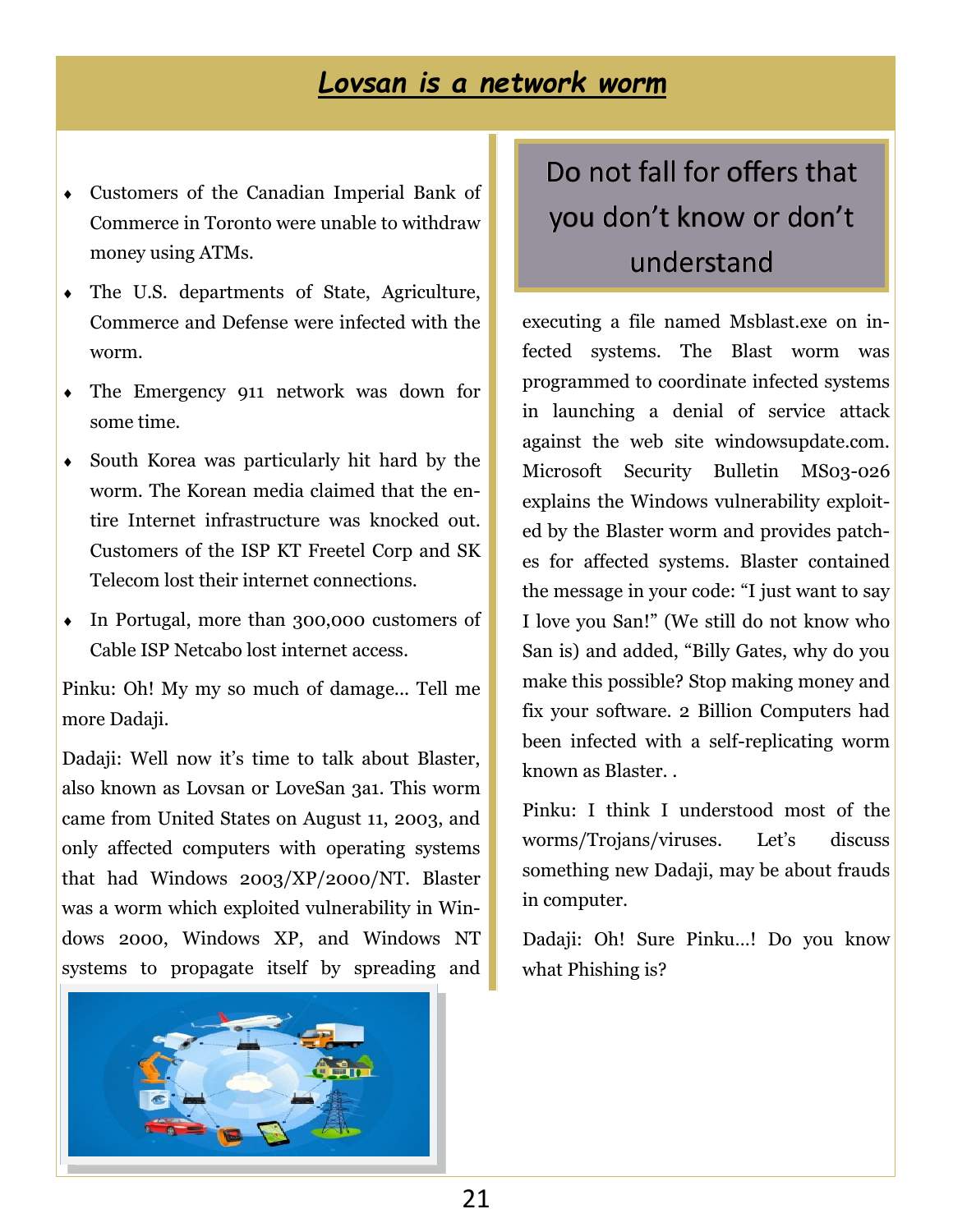## *Lovsan is a network worm*

- Customers of the Canadian Imperial Bank of Commerce in Toronto were unable to withdraw money using ATMs.
- The U.S. departments of State, Agriculture, Commerce and Defense were infected with the worm.
- The Emergency 911 network was down for some time.
- South Korea was particularly hit hard by the worm. The Korean media claimed that the entire Internet infrastructure was knocked out. Customers of the ISP KT Freetel Corp and SK Telecom lost their internet connections.
- In Portugal, more than 300,000 customers of Cable ISP Netcabo lost internet access.

Pinku: Oh! My my so much of damage... Tell me more Dadaji.

Dadaji: Well now it's time to talk about Blaster, also known as Lovsan or LoveSan 3a1. This worm came from United States on August 11, 2003, and only affected computers with operating systems that had Windows 2003/XP/2000/NT. Blaster was a worm which exploited vulnerability in Windows 2000, Windows XP, and Windows NT systems to propagate itself by spreading and executing a file named Msblast.exe on infected systems. The Blast worm was programmed to coordinate infected systems in launching a denial of service attack against the web site windowsupdate.com. Microsoft Security Bulletin MS03-026 explains the Windows vulnerability exploited by the Blaster worm and provides patches for affected systems. Blaster contained the message in your code: "I just want to say I love you San!" (We still do not know who San is) and added, "Billy Gates, why do you make this possible? Stop making money and fix your software. 2 Billion Computers had been infected with a self-replicating worm known as Blaster. .

**Do not fall for offers that you don't know or don't understand**

Pinku: I think I understood most of the worms/Trojans/viruses. Let's discuss something new Dadaji, may be about frauds in computer.

Dadaji: Oh! Sure Pinku...! Do you know what Phishing is?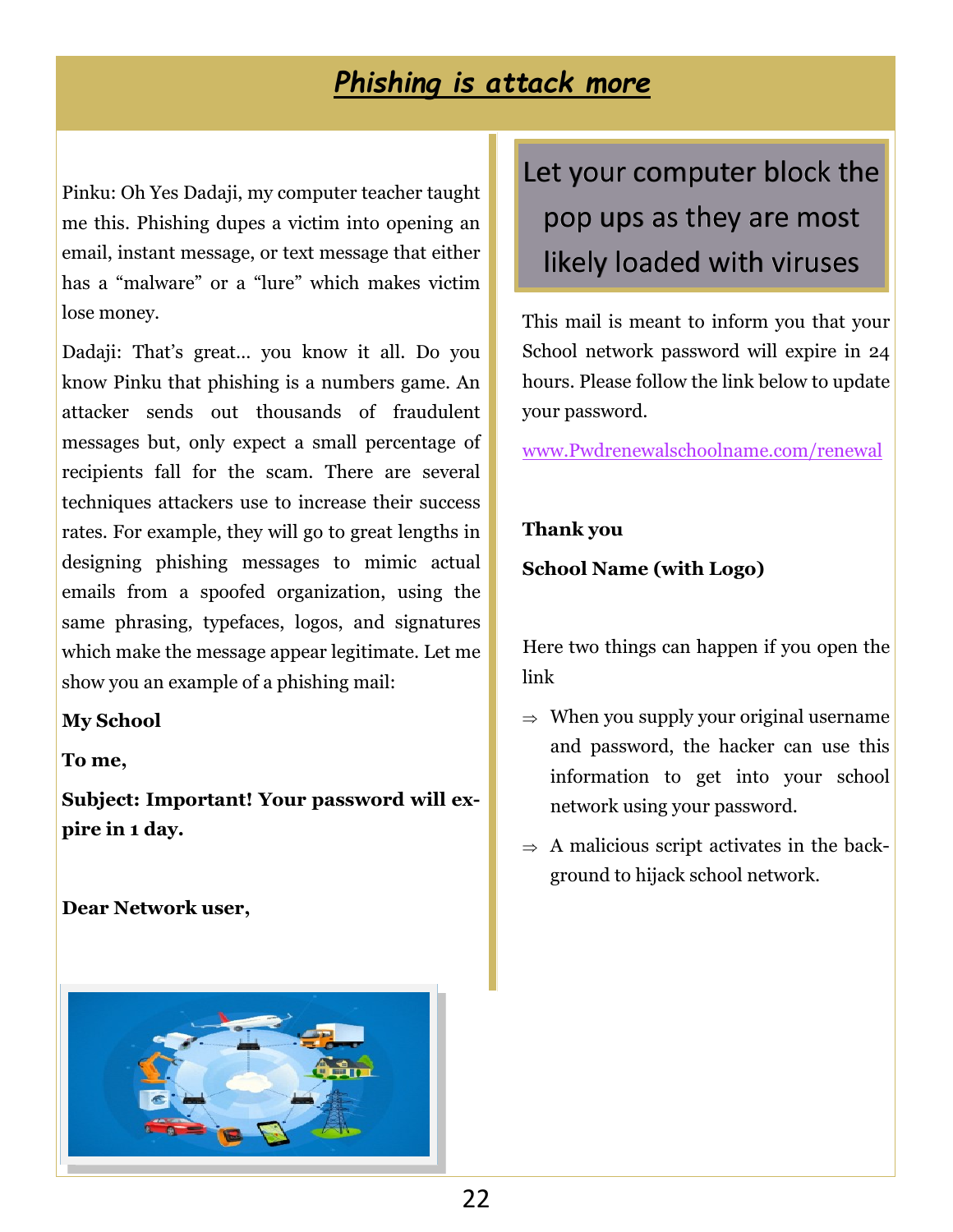# *Phishing is attack more*

Pinku: Oh Yes Dadaji, my computer teacher taught me this. Phishing dupes a victim into opening an email, instant message, or text message that either has a "malware" or a "lure" which makes victim lose money.

Dadaji: That's great… you know it all. Do you know Pinku that phishing is a numbers game. An attacker sends out thousands of fraudulent messages but, only expect a small percentage of recipients fall for the scam. There are several techniques attackers use to increase their success rates. For example, they will go to great lengths in designing phishing messages to mimic actual emails from a spoofed organization, using the same phrasing, typefaces, logos, and signatures which make the message appear legitimate. Let me show you an example of a phishing mail:

**My School**

**To me,**

**Subject: Important! Your password will expire in 1 day.**

**Dear Network user,**

> Let your computer block the pop ups as they are most likely loaded with viruses

This mail is meant to inform you that your School network password will expire in 24 hours. Please follow the link below to update your password.

www.Pwdrenewalschoolname.com/renewal

**Thank you**

**School Name (with Logo)**

Here two things can happen if you open the link

⇒ When you supply your original username and password, the hacker can use this information to get into your school network using your password.

⇒ A malicious script activates in the background to hijack school network.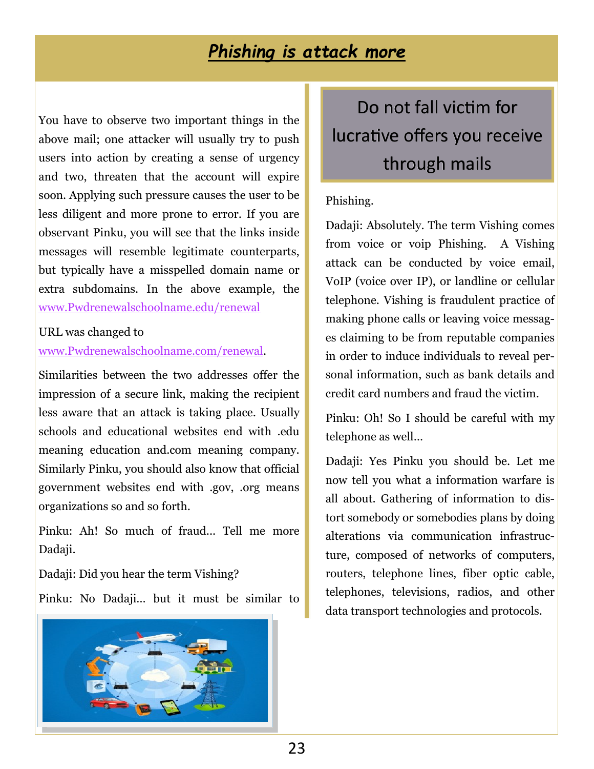## ***Phishing is attack more***

You have to observe two important things in the above mail; one attacker will usually try to push users into action by creating a sense of urgency and two, threaten that the account will expire soon. Applying such pressure causes the user to be less diligent and more prone to error. If you are observant Pinku, you will see that the links inside messages will resemble legitimate counterparts, but typically have a misspelled domain name or extra subdomains. In the above example, the www.Pwdrenewalschoolname.edu/renewal

URL was changed to www.Pwdrenewalschoolname.com/renewal.

Similarities between the two addresses offer the impression of a secure link, making the recipient less aware that an attack is taking place. Usually schools and educational websites end with .edu meaning education and.com meaning company. Similarly Pinku, you should also know that official government websites end with .gov, .org means organizations so and so forth.

Pinku: Ah! So much of fraud... Tell me more Dadaji.

Dadaji: Did you hear the term Vishing?

Pinku: No Dadaji... but it must be similar to Phishing.

> Do not fall victim for lucrative offers you receive through mails

Dadaji: Absolutely. The term Vishing comes from voice or voip Phishing. A Vishing attack can be conducted by voice email, VoIP (voice over IP), or landline or cellular telephone. Vishing is fraudulent practice of making phone calls or leaving voice messages claiming to be from reputable companies in order to induce individuals to reveal personal information, such as bank details and credit card numbers and fraud the victim.

Pinku: Oh! So I should be careful with my telephone as well...

Dadaji: Yes Pinku you should be. Let me now tell you what a information warfare is all about. Gathering of information to distort somebody or somebodies plans by doing alterations via communication infrastructure, composed of networks of computers, routers, telephone lines, fiber optic cable, telephones, televisions, radios, and other data transport technologies and protocols.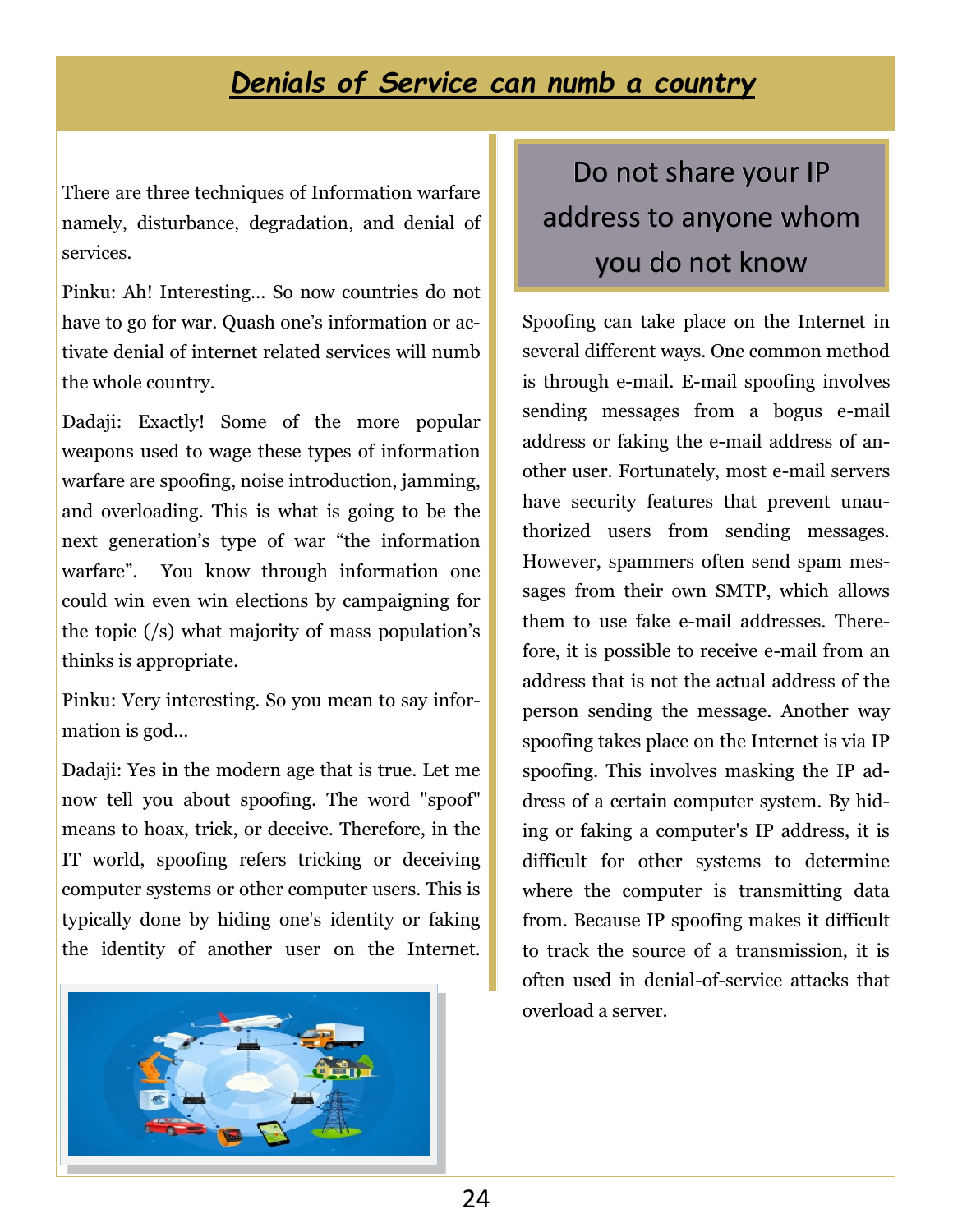## *Denials of Service can numb a country*

There are three techniques of Information warfare namely, disturbance, degradation, and denial of services.

Pinku: Ah! Interesting... So now countries do not have to go for war. Quash one's information or activate denial of internet related services will numb the whole country.

Dadaji: Exactly! Some of the more popular weapons used to wage these types of information warfare are spoofing, noise introduction, jamming, and overloading. This is what is going to be the next generation's type of war "the information warfare". You know through information one could win even win elections by campaigning for the topic (/s) what majority of mass population's thinks is appropriate.

Pinku: Very interesting. So you mean to say information is god...

Dadaji: Yes in the modern age that is true. Let me now tell you about spoofing. The word "spoof" means to hoax, trick, or deceive. Therefore, in the IT world, spoofing refers tricking or deceiving computer systems or other computer users. This is typically done by hiding one's identity or faking the identity of another user on the Internet.

> **Do not share your IP address to anyone whom you do not know**

Spoofing can take place on the Internet in several different ways. One common method is through e-mail. E-mail spoofing involves sending messages from a bogus e-mail address or faking the e-mail address of another user. Fortunately, most e-mail servers have security features that prevent unauthorized users from sending messages. However, spammers often send spam messages from their own SMTP, which allows them to use fake e-mail addresses. Therefore, it is possible to receive e-mail from an address that is not the actual address of the person sending the message. Another way spoofing takes place on the Internet is via IP spoofing. This involves masking the IP address of a certain computer system. By hiding or faking a computer's IP address, it is difficult for other systems to determine where the computer is transmitting data from. Because IP spoofing makes it difficult to track the source of a transmission, it is often used in denial-of-service attacks that overload a server.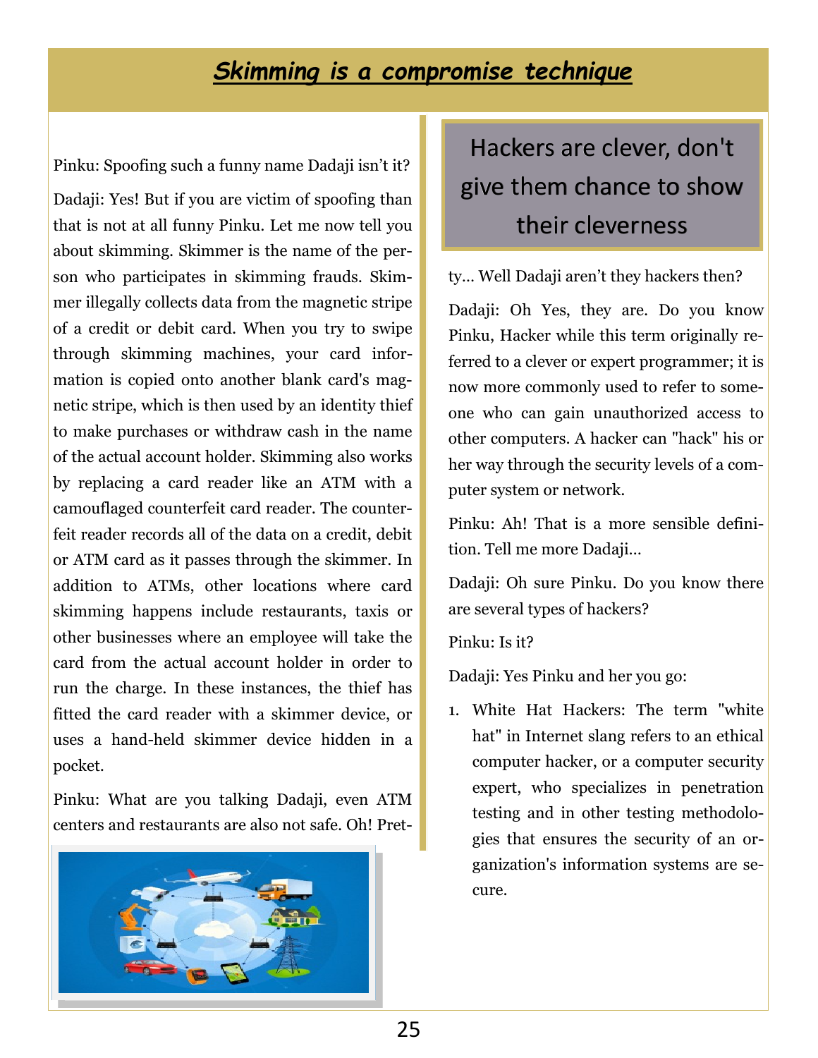# *Skimming is a compromise technique*

Pinku: Spoofing such a funny name Dadaji isn't it?

Dadaji: Yes! But if you are victim of spoofing than that is not at all funny Pinku. Let me now tell you about skimming. Skimmer is the name of the person who participates in skimming frauds. Skimmer illegally collects data from the magnetic stripe of a credit or debit card. When you try to swipe through skimming machines, your card information is copied onto another blank card's magnetic stripe, which is then used by an identity thief to make purchases or withdraw cash in the name of the actual account holder. Skimming also works by replacing a card reader like an ATM with a camouflaged counterfeit card reader. The counterfeit reader records all of the data on a credit, debit or ATM card as it passes through the skimmer. In addition to ATMs, other locations where card skimming happens include restaurants, taxis or other businesses where an employee will take the card from the actual account holder in order to run the charge. In these instances, the thief has fitted the card reader with a skimmer device, or uses a hand-held skimmer device hidden in a pocket.

Pinku: What are you talking Dadaji, even ATM centers and restaurants are also not safe. Oh! Pretty... Well Dadaji aren't they hackers then?

> Hackers are clever, don't give them chance to show their cleverness

Dadaji: Oh Yes, they are. Do you know Pinku, Hacker while this term originally referred to a clever or expert programmer; it is now more commonly used to refer to someone who can gain unauthorized access to other computers. A hacker can "hack" his or her way through the security levels of a computer system or network.

Pinku: Ah! That is a more sensible definition. Tell me more Dadaji...

Dadaji: Oh sure Pinku. Do you know there are several types of hackers?

Pinku: Is it?

Dadaji: Yes Pinku and her you go:

1. White Hat Hackers: The term "white hat" in Internet slang refers to an ethical computer hacker, or a computer security expert, who specializes in penetration testing and in other testing methodologies that ensures the security of an organization's information systems are secure.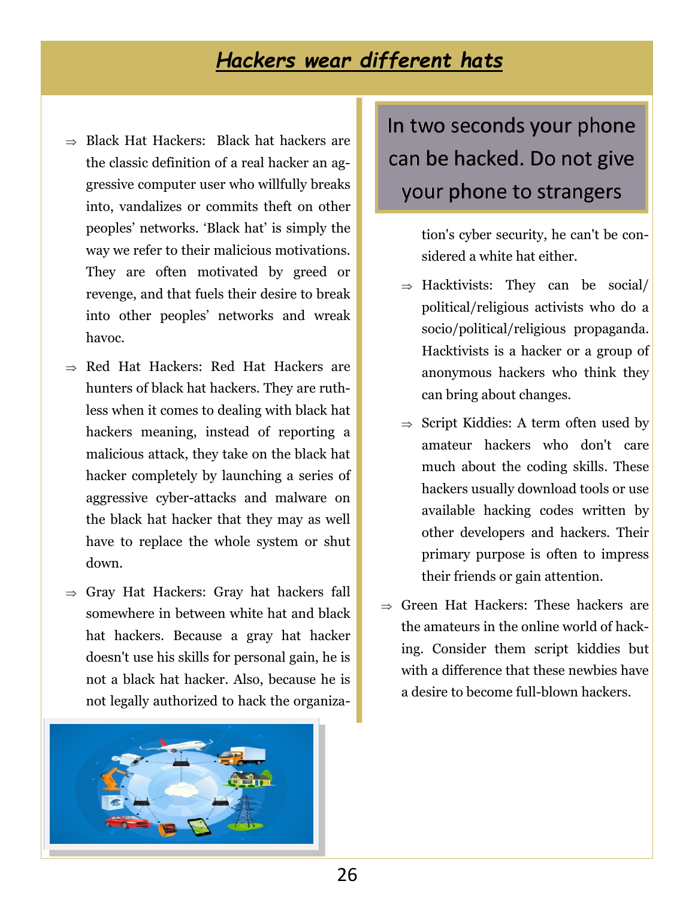# *Hackers wear different hats*

- ⇒ Black Hat Hackers: Black hat hackers are the classic definition of a real hacker an aggressive computer user who willfully breaks into, vandalizes or commits theft on other peoples' networks. 'Black hat' is simply the way we refer to their malicious motivations. They are often motivated by greed or revenge, and that fuels their desire to break into other peoples' networks and wreak havoc.
- ⇒ Red Hat Hackers: Red Hat Hackers are hunters of black hat hackers. They are ruthless when it comes to dealing with black hat hackers meaning, instead of reporting a malicious attack, they take on the black hat hacker completely by launching a series of aggressive cyber-attacks and malware on the black hat hacker that they may as well have to replace the whole system or shut down.
- ⇒ Gray Hat Hackers: Gray hat hackers fall somewhere in between white hat and black hat hackers. Because a gray hat hacker doesn't use his skills for personal gain, he is not a black hat hacker. Also, because he is not legally authorized to hack the organization's cyber security, he can't be considered a white hat either.
- ⇒ Hacktivists: They can be social/political/religious activists who do a socio/political/religious propaganda. Hacktivists is a hacker or a group of anonymous hackers who think they can bring about changes.
- ⇒ Script Kiddies: A term often used by amateur hackers who don't care much about the coding skills. These hackers usually download tools or use available hacking codes written by other developers and hackers. Their primary purpose is often to impress their friends or gain attention.
- ⇒ Green Hat Hackers: These hackers are the amateurs in the online world of hacking. Consider them script kiddies but with a difference that these newbies have a desire to become full-blown hackers.

In two seconds your phone can be hacked. Do not give your phone to strangers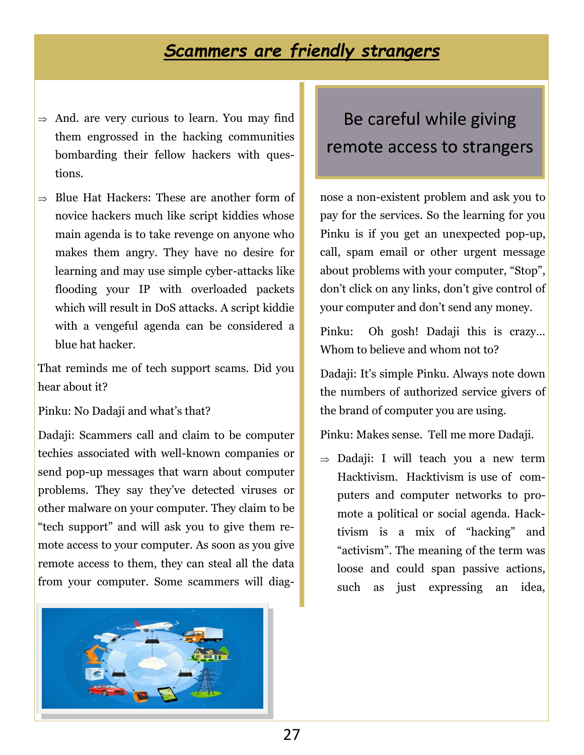# Scammers are friendly strangers

- And. are very curious to learn. You may find them engrossed in the hacking communities bombarding their fellow hackers with questions.
- Blue Hat Hackers: These are another form of novice hackers much like script kiddies whose main agenda is to take revenge on anyone who makes them angry. They have no desire for learning and may use simple cyber-attacks like flooding your IP with overloaded packets which will result in DoS attacks. A script kiddie with a vengeful agenda can be considered a blue hat hacker.

That reminds me of tech support scams. Did you hear about it?

Pinku: No Dadaji and what's that?

Dadaji: Scammers call and claim to be computer techies associated with well-known companies or send pop-up messages that warn about computer problems. They say they've detected viruses or other malware on your computer. They claim to be "tech support" and will ask you to give them remote access to your computer. As soon as you give remote access to them, they can steal all the data from your computer. Some scammers will diagnose a non-existent problem and ask you to pay for the services. So the learning for you Pinku is if you get an unexpected pop-up, call, spam email or other urgent message about problems with your computer, "Stop", don't click on any links, don't give control of your computer and don't send any money.

## Be careful while giving remote access to strangers

Pinku: Oh gosh! Dadaji this is crazy… Whom to believe and whom not to?

Dadaji: It's simple Pinku. Always note down the numbers of authorized service givers of the brand of computer you are using.

Pinku: Makes sense. Tell me more Dadaji.

- Dadaji: I will teach you a new term Hacktivism. Hacktivism is use of computers and computer networks to promote a political or social agenda. Hacktivism is a mix of "hacking" and "activism". The meaning of the term was loose and could span passive actions, such as just expressing an idea,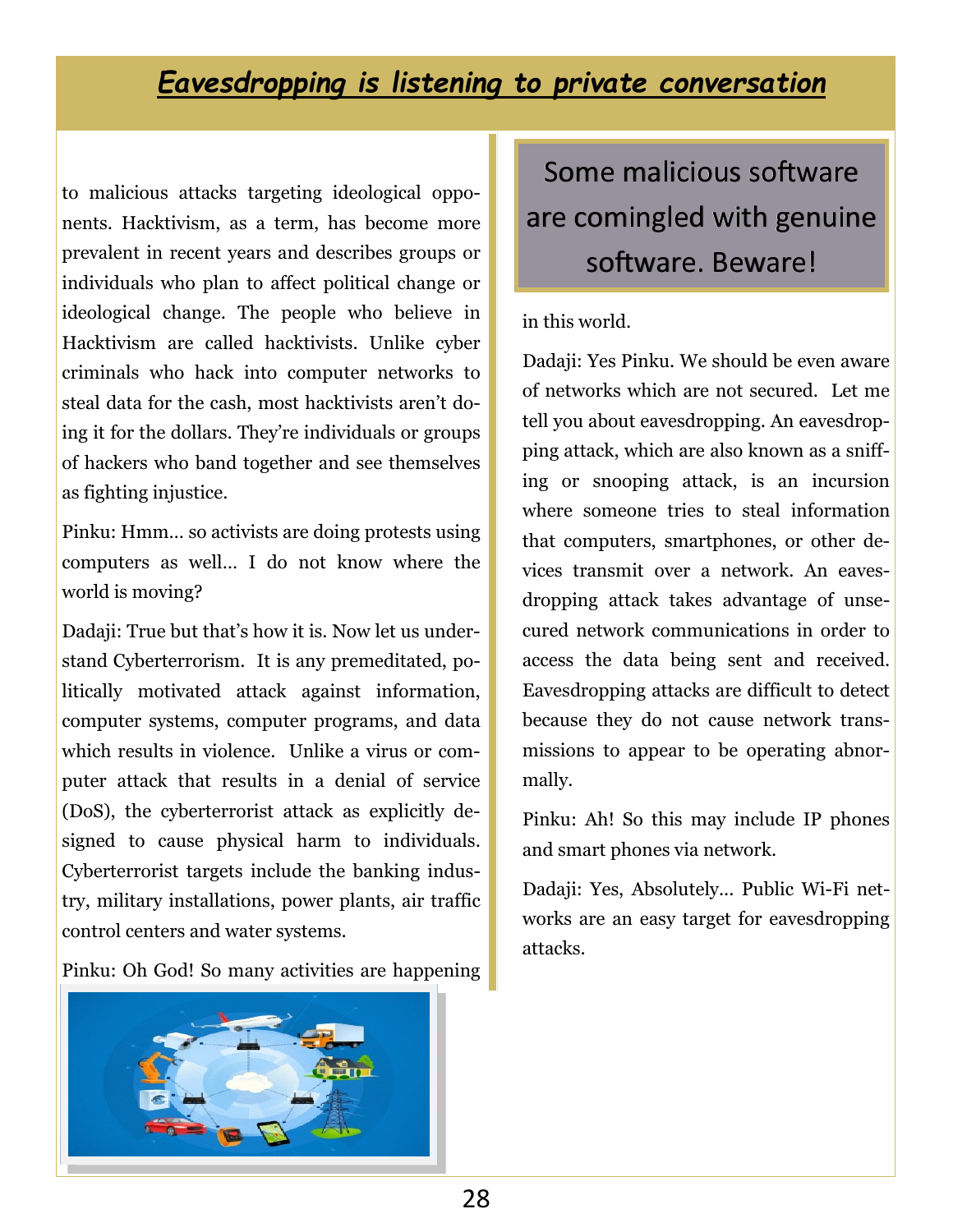## *Eavesdropping is listening to private conversation*

to malicious attacks targeting ideological opponents. Hacktivism, as a term, has become more prevalent in recent years and describes groups or individuals who plan to affect political change or ideological change. The people who believe in Hacktivism are called hacktivists. Unlike cyber criminals who hack into computer networks to steal data for the cash, most hacktivists aren't doing it for the dollars. They're individuals or groups of hackers who band together and see themselves as fighting injustice.

Pinku: Hmm... so activists are doing protests using computers as well... I do not know where the world is moving?

Dadaji: True but that's how it is. Now let us understand Cyberterrorism. It is any premeditated, politically motivated attack against information, computer systems, computer programs, and data which results in violence. Unlike a virus or computer attack that results in a denial of service (DoS), the cyberterrorist attack as explicitly designed to cause physical harm to individuals. Cyberterrorist targets include the banking industry, military installations, power plants, air traffic control centers and water systems.

Pinku: Oh God! So many activities are happening in this world.

**Some malicious software are comingled with genuine software. Beware!**

Dadaji: Yes Pinku. We should be even aware of networks which are not secured. Let me tell you about eavesdropping. An eavesdropping attack, which are also known as a sniffing or snooping attack, is an incursion where someone tries to steal information that computers, smartphones, or other devices transmit over a network. An eavesdropping attack takes advantage of unsecured network communications in order to access the data being sent and received. Eavesdropping attacks are difficult to detect because they do not cause network transmissions to appear to be operating abnormally.

Pinku: Ah! So this may include IP phones and smart phones via network.

Dadaji: Yes, Absolutely... Public Wi-Fi networks are an easy target for eavesdropping attacks.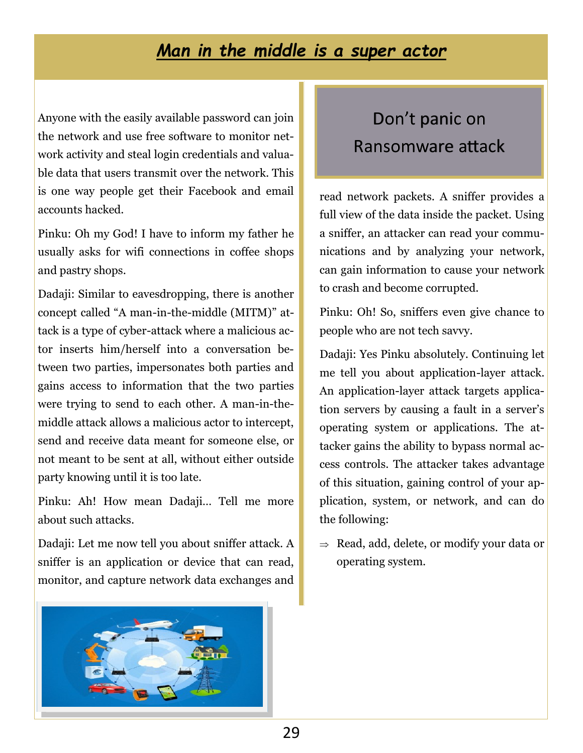## *Man in the middle is a super actor*

Anyone with the easily available password can join the network and use free software to monitor network activity and steal login credentials and valuable data that users transmit over the network. This is one way people get their Facebook and email accounts hacked.

Pinku: Oh my God! I have to inform my father he usually asks for wifi connections in coffee shops and pastry shops.

Dadaji: Similar to eavesdropping, there is another concept called "A man-in-the-middle (MITM)" attack is a type of cyber-attack where a malicious actor inserts him/herself into a conversation between two parties, impersonates both parties and gains access to information that the two parties were trying to send to each other. A man-in-the-middle attack allows a malicious actor to intercept, send and receive data meant for someone else, or not meant to be sent at all, without either outside party knowing until it is too late.

Pinku: Ah! How mean Dadaji… Tell me more about such attacks.

Dadaji: Let me now tell you about sniffer attack. A sniffer is an application or device that can read, monitor, and capture network data exchanges and read network packets. A sniffer provides a full view of the data inside the packet. Using a sniffer, an attacker can read your communications and by analyzing your network, can gain information to cause your network to crash and become corrupted.

### Don't panic on Ransomware attack

Pinku: Oh! So, sniffers even give chance to people who are not tech savvy.

Dadaji: Yes Pinku absolutely. Continuing let me tell you about application-layer attack. An application-layer attack targets application servers by causing a fault in a server's operating system or applications. The attacker gains the ability to bypass normal access controls. The attacker takes advantage of this situation, gaining control of your application, system, or network, and can do the following:

⇒ Read, add, delete, or modify your data or operating system.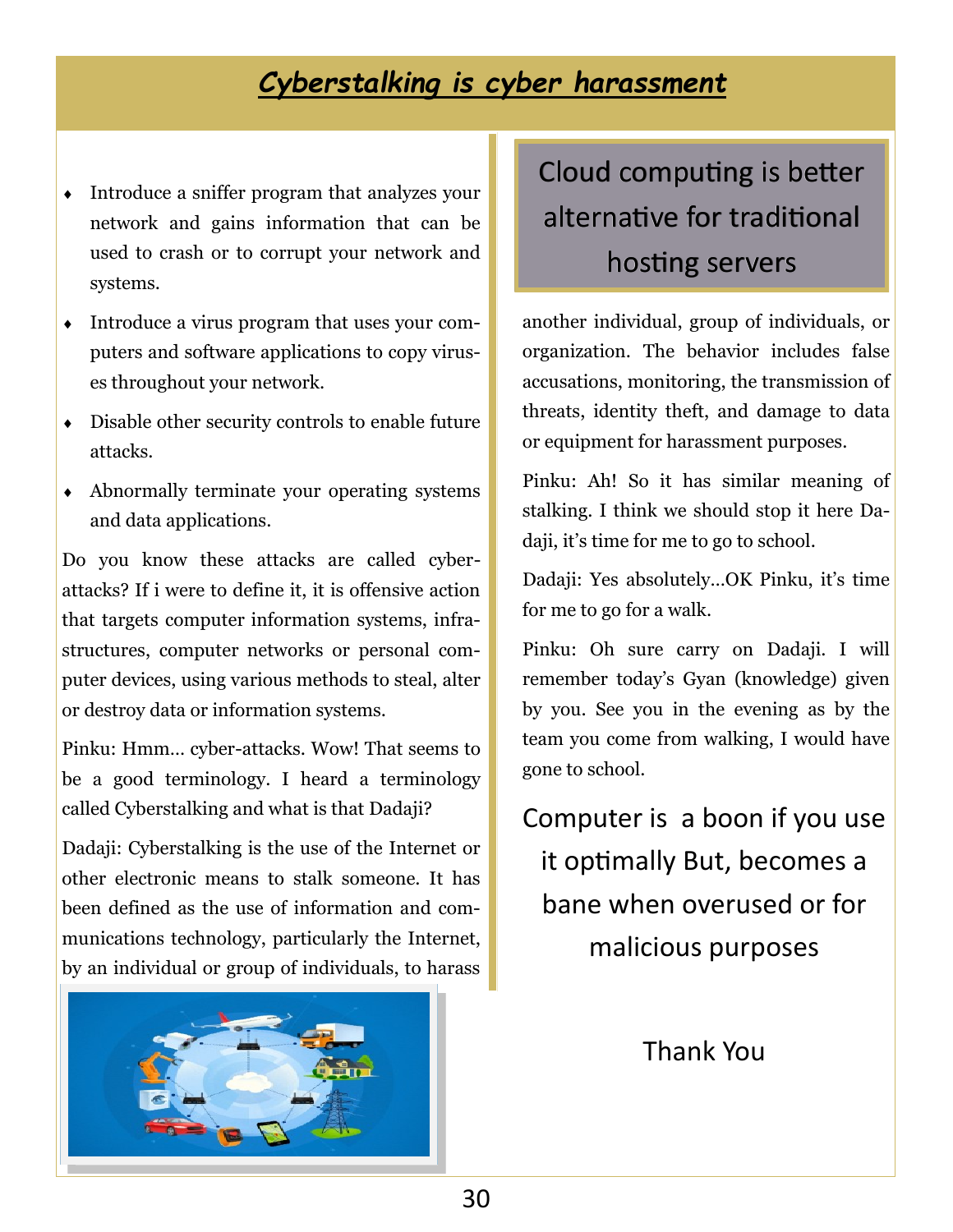## *Cyberstalking is cyber harassment*

- Introduce a sniffer program that analyzes your network and gains information that can be used to crash or to corrupt your network and systems.
- Introduce a virus program that uses your computers and software applications to copy viruses throughout your network.
- Disable other security controls to enable future attacks.
- Abnormally terminate your operating systems and data applications.

Do you know these attacks are called cyber-attacks? If i were to define it, it is offensive action that targets computer information systems, infrastructures, computer networks or personal computer devices, using various methods to steal, alter or destroy data or information systems.

Pinku: Hmm... cyber-attacks. Wow! That seems to be a good terminology. I heard a terminology called Cyberstalking and what is that Dadaji?

Dadaji: Cyberstalking is the use of the Internet or other electronic means to stalk someone. It has been defined as the use of information and communications technology, particularly the Internet, by an individual or group of individuals, to harass another individual, group of individuals, or organization. The behavior includes false accusations, monitoring, the transmission of threats, identity theft, and damage to data or equipment for harassment purposes.

Pinku: Ah! So it has similar meaning of stalking. I think we should stop it here Dadaji, it's time for me to go to school.

Dadaji: Yes absolutely...OK Pinku, it's time for me to go for a walk.

Pinku: Oh sure carry on Dadaji. I will remember today's Gyan (knowledge) given by you. See you in the evening as by the team you come from walking, I would have gone to school.

### Cloud computing is better alternative for traditional hosting servers

Computer is a boon if you use it optimally But, becomes a bane when overused or for malicious purposes

Thank You